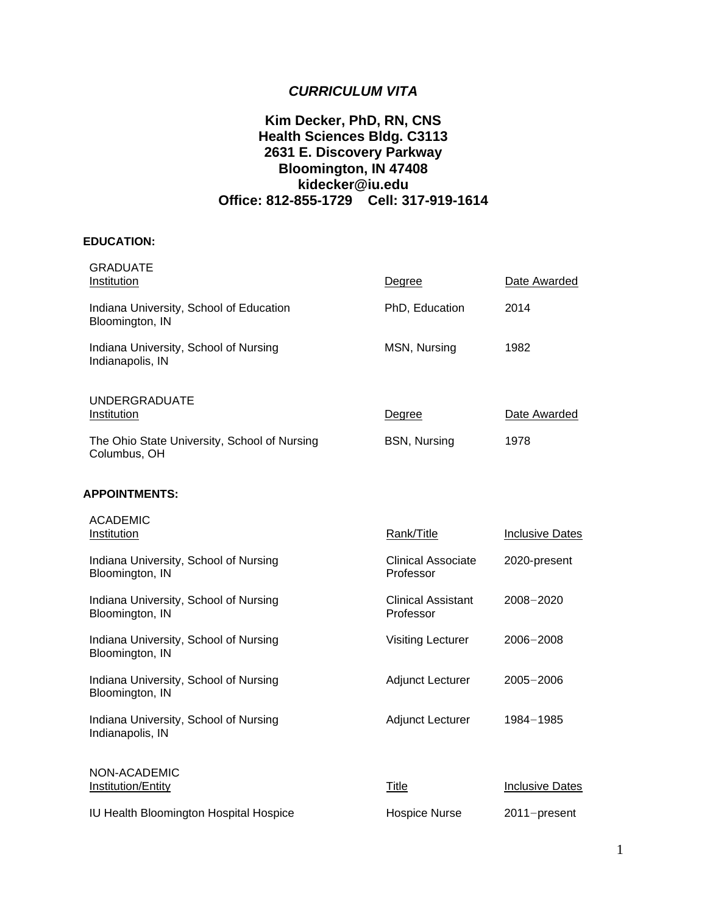# *CURRICULUM VITA*

**Kim Decker, PhD, RN, CNS**
**Health Sciences Bldg. C3113**
**2631 E. Discovery Parkway**
**Bloomington, IN 47408**
**kidecker@iu.edu**
**Office: 812-855-1729    Cell: 317-919-1614**

## EDUCATION:

GRADUATE

| Institution | Degree | Date Awarded |
| --- | --- | --- |
| Indiana University, School of Education<br>Bloomington, IN | PhD, Education | 2014 |
| Indiana University, School of Nursing<br>Indianapolis, IN | MSN, Nursing | 1982 |

UNDERGRADUATE

| Institution | Degree | Date Awarded |
| --- | --- | --- |
| The Ohio State University, School of Nursing<br>Columbus, OH | BSN, Nursing | 1978 |

## APPOINTMENTS:

ACADEMIC

| Institution | Rank/Title | Inclusive Dates |
| --- | --- | --- |
| Indiana University, School of Nursing<br>Bloomington, IN | Clinical Associate Professor | 2020-present |
| Indiana University, School of Nursing<br>Bloomington, IN | Clinical Assistant Professor | 2008−2020 |
| Indiana University, School of Nursing<br>Bloomington, IN | Visiting Lecturer | 2006−2008 |
| Indiana University, School of Nursing<br>Bloomington, IN | Adjunct Lecturer | 2005−2006 |
| Indiana University, School of Nursing<br>Indianapolis, IN | Adjunct Lecturer | 1984−1985 |

NON-ACADEMIC

| Institution/Entity | Title | Inclusive Dates |
| --- | --- | --- |
| IU Health Bloomington Hospital Hospice | Hospice Nurse | 2011−present |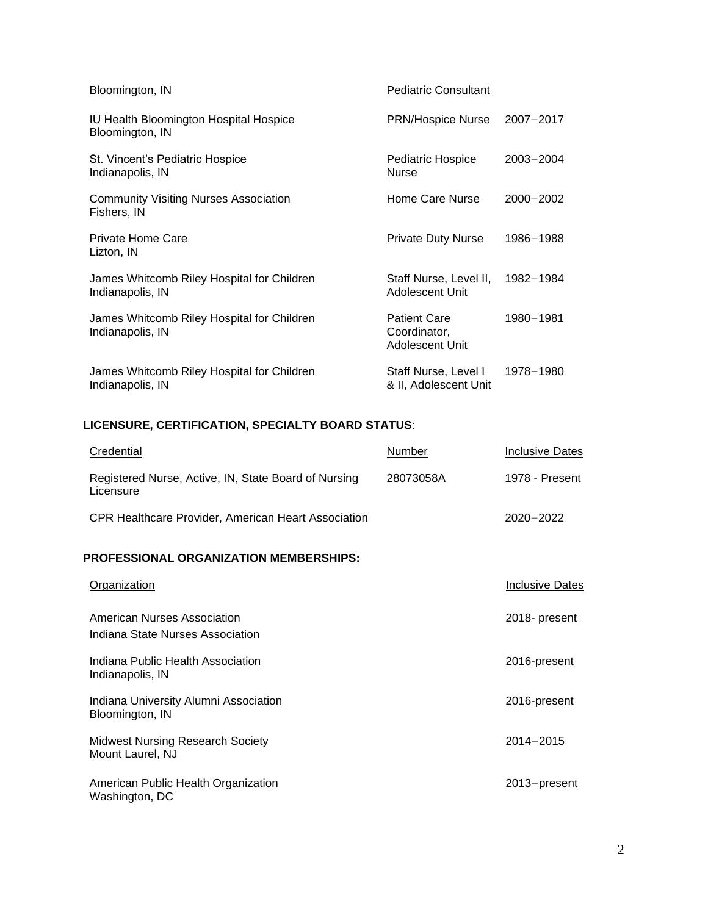| | | |
|---|---|---|
| Bloomington, IN | Pediatric Consultant | |
| IU Health Bloomington Hospital Hospice<br>Bloomington, IN | PRN/Hospice Nurse | 2007−2017 |
| St. Vincent's Pediatric Hospice<br>Indianapolis, IN | Pediatric Hospice Nurse | 2003−2004 |
| Community Visiting Nurses Association<br>Fishers, IN | Home Care Nurse | 2000−2002 |
| Private Home Care<br>Lizton, IN | Private Duty Nurse | 1986−1988 |
| James Whitcomb Riley Hospital for Children<br>Indianapolis, IN | Staff Nurse, Level II, Adolescent Unit | 1982−1984 |
| James Whitcomb Riley Hospital for Children<br>Indianapolis, IN | Patient Care Coordinator, Adolescent Unit | 1980−1981 |
| James Whitcomb Riley Hospital for Children<br>Indianapolis, IN | Staff Nurse, Level I & II, Adolescent Unit | 1978−1980 |

**LICENSURE, CERTIFICATION, SPECIALTY BOARD STATUS**:

| Credential | Number | Inclusive Dates |
|---|---|---|
| Registered Nurse, Active, IN, State Board of Nursing Licensure | 28073058A | 1978 - Present |
| CPR Healthcare Provider, American Heart Association | | 2020−2022 |

**PROFESSIONAL ORGANIZATION MEMBERSHIPS:**

| Organization | Inclusive Dates |
|---|---|
| American Nurses Association<br>Indiana State Nurses Association | 2018- present |
| Indiana Public Health Association<br>Indianapolis, IN | 2016-present |
| Indiana University Alumni Association<br>Bloomington, IN | 2016-present |
| Midwest Nursing Research Society<br>Mount Laurel, NJ | 2014−2015 |
| American Public Health Organization<br>Washington, DC | 2013−present |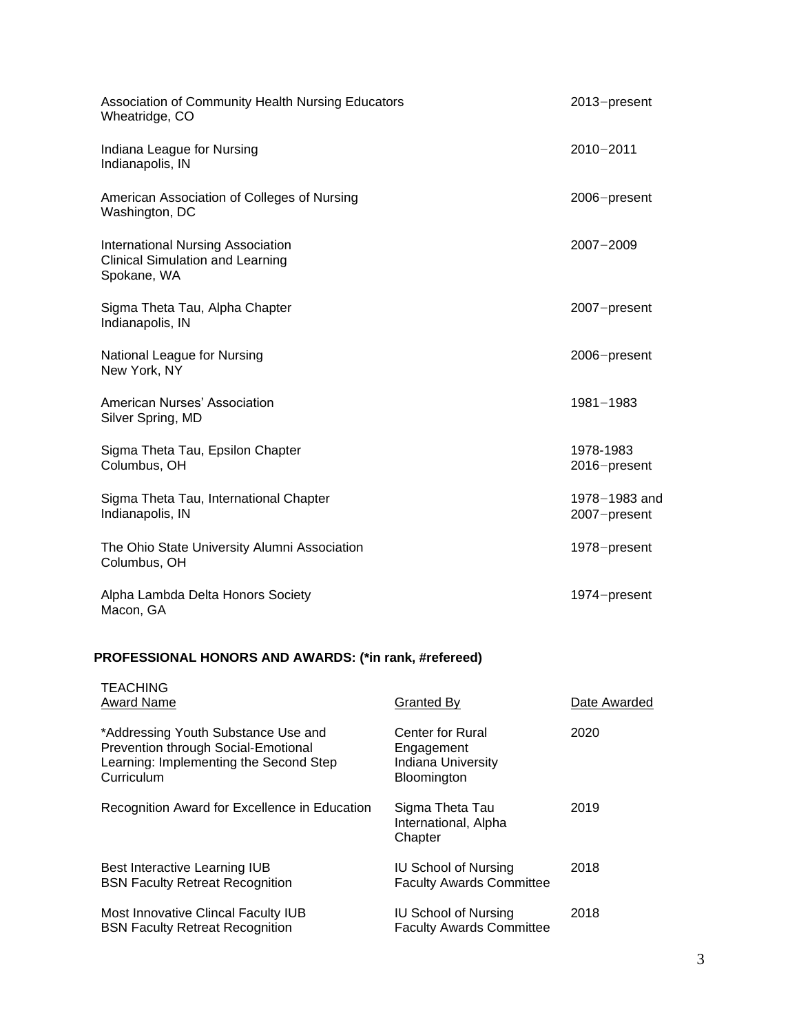| | |
|---|---|
| Association of Community Health Nursing Educators<br>Wheatridge, CO | 2013−present |
| Indiana League for Nursing<br>Indianapolis, IN | 2010−2011 |
| American Association of Colleges of Nursing<br>Washington, DC | 2006−present |
| International Nursing Association<br>Clinical Simulation and Learning<br>Spokane, WA | 2007−2009 |
| Sigma Theta Tau, Alpha Chapter<br>Indianapolis, IN | 2007−present |
| National League for Nursing<br>New York, NY | 2006−present |
| American Nurses' Association<br>Silver Spring, MD | 1981−1983 |
| Sigma Theta Tau, Epsilon Chapter<br>Columbus, OH | 1978-1983<br>2016−present |
| Sigma Theta Tau, International Chapter<br>Indianapolis, IN | 1978−1983 and<br>2007−present |
| The Ohio State University Alumni Association<br>Columbus, OH | 1978−present |
| Alpha Lambda Delta Honors Society<br>Macon, GA | 1974−present |

**PROFESSIONAL HONORS AND AWARDS: (*in rank, #refereed)**

TEACHING

| Award Name | Granted By | Date Awarded |
|---|---|---|
| *Addressing Youth Substance Use and Prevention through Social-Emotional Learning: Implementing the Second Step Curriculum | Center for Rural Engagement Indiana University Bloomington | 2020 |
| Recognition Award for Excellence in Education | Sigma Theta Tau International, Alpha Chapter | 2019 |
| Best Interactive Learning IUB BSN Faculty Retreat Recognition | IU School of Nursing Faculty Awards Committee | 2018 |
| Most Innovative Clincal Faculty IUB BSN Faculty Retreat Recognition | IU School of Nursing Faculty Awards Committee | 2018 |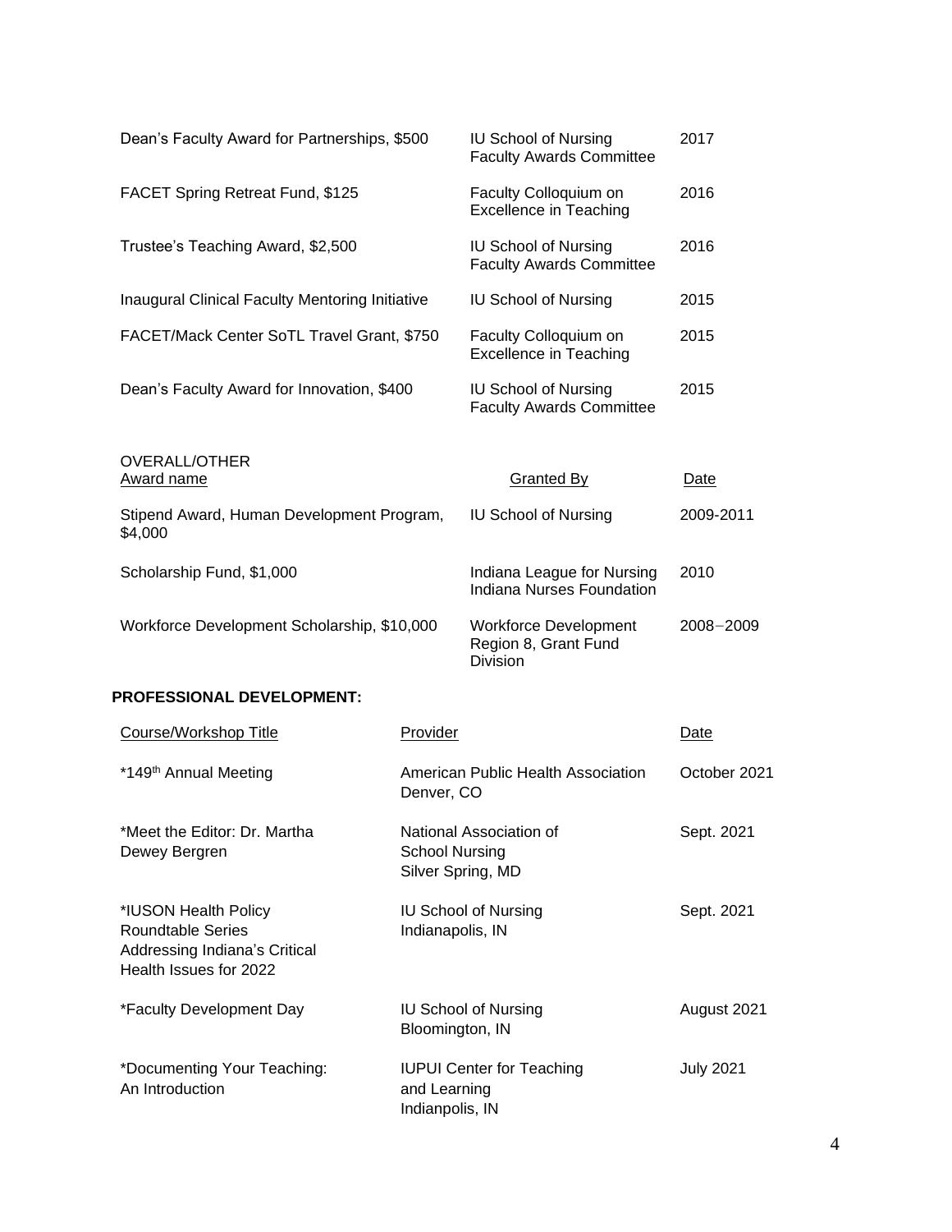| | | |
|---|---|---|
| Dean's Faculty Award for Partnerships, $500 | IU School of Nursing Faculty Awards Committee | 2017 |
| FACET Spring Retreat Fund, $125 | Faculty Colloquium on Excellence in Teaching | 2016 |
| Trustee's Teaching Award, $2,500 | IU School of Nursing Faculty Awards Committee | 2016 |
| Inaugural Clinical Faculty Mentoring Initiative | IU School of Nursing | 2015 |
| FACET/Mack Center SoTL Travel Grant, $750 | Faculty Colloquium on Excellence in Teaching | 2015 |
| Dean's Faculty Award for Innovation, $400 | IU School of Nursing Faculty Awards Committee | 2015 |

OVERALL/OTHER

| Award name | Granted By | Date |
|---|---|---|
| Stipend Award, Human Development Program, $4,000 | IU School of Nursing | 2009-2011 |
| Scholarship Fund, $1,000 | Indiana League for Nursing Indiana Nurses Foundation | 2010 |
| Workforce Development Scholarship, $10,000 | Workforce Development Region 8, Grant Fund Division | 2008−2009 |

**PROFESSIONAL DEVELOPMENT:**

| Course/Workshop Title | Provider | Date |
|---|---|---|
| *149th Annual Meeting | American Public Health Association Denver, CO | October 2021 |
| *Meet the Editor: Dr. Martha Dewey Bergren | National Association of School Nursing Silver Spring, MD | Sept. 2021 |
| *IUSON Health Policy Roundtable Series Addressing Indiana's Critical Health Issues for 2022 | IU School of Nursing Indianapolis, IN | Sept. 2021 |
| *Faculty Development Day | IU School of Nursing Bloomington, IN | August 2021 |
| *Documenting Your Teaching: An Introduction | IUPUI Center for Teaching and Learning Indianapolis, IN | July 2021 |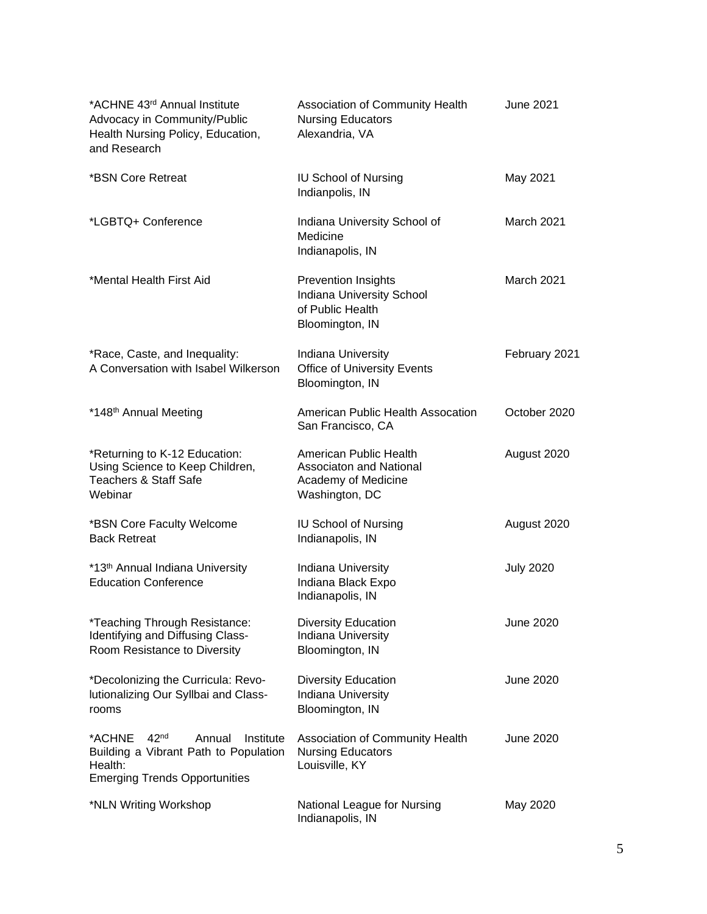| | | |
|---|---|---|
| *ACHNE 43rd Annual Institute Advocacy in Community/Public Health Nursing Policy, Education, and Research | Association of Community Health Nursing Educators Alexandria, VA | June 2021 |
| *BSN Core Retreat | IU School of Nursing Indianpolis, IN | May 2021 |
| *LGBTQ+ Conference | Indiana University School of Medicine Indianapolis, IN | March 2021 |
| *Mental Health First Aid | Prevention Insights Indiana University School of Public Health Bloomington, IN | March 2021 |
| *Race, Caste, and Inequality: A Conversation with Isabel Wilkerson | Indiana University Office of University Events Bloomington, IN | February 2021 |
| *148th Annual Meeting | American Public Health Assocation San Francisco, CA | October 2020 |
| *Returning to K-12 Education: Using Science to Keep Children, Teachers & Staff Safe Webinar | American Public Health Associaton and National Academy of Medicine Washington, DC | August 2020 |
| *BSN Core Faculty Welcome Back Retreat | IU School of Nursing Indianapolis, IN | August 2020 |
| *13th Annual Indiana University Education Conference | Indiana University Indiana Black Expo Indianapolis, IN | July 2020 |
| *Teaching Through Resistance: Identifying and Diffusing Class-Room Resistance to Diversity | Diversity Education Indiana University Bloomington, IN | June 2020 |
| *Decolonizing the Curricula: Revo-lutionalizing Our Syllbai and Class-rooms | Diversity Education Indiana University Bloomington, IN | June 2020 |
| *ACHNE 42nd Annual Institute Building a Vibrant Path to Population Health: Emerging Trends Opportunities | Association of Community Health Nursing Educators Louisville, KY | June 2020 |
| *NLN Writing Workshop | National League for Nursing Indianapolis, IN | May 2020 |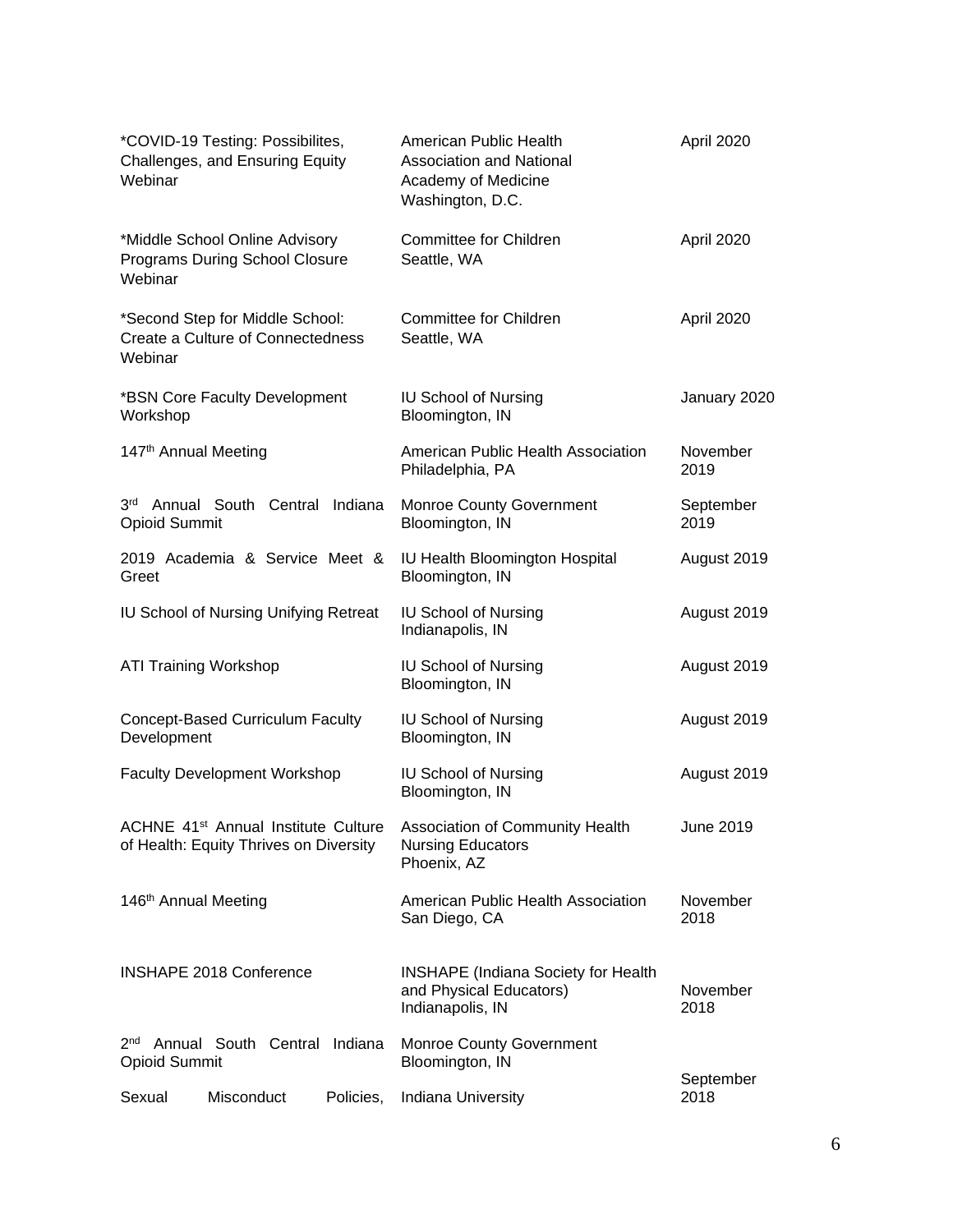| | | |
|---|---|---|
| *COVID-19 Testing: Possibilites, Challenges, and Ensuring Equity Webinar | American Public Health Association and National Academy of Medicine Washington, D.C. | April 2020 |
| *Middle School Online Advisory Programs During School Closure Webinar | Committee for Children Seattle, WA | April 2020 |
| *Second Step for Middle School: Create a Culture of Connectedness Webinar | Committee for Children Seattle, WA | April 2020 |
| *BSN Core Faculty Development Workshop | IU School of Nursing Bloomington, IN | January 2020 |
| 147th Annual Meeting | American Public Health Association Philadelphia, PA | November 2019 |
| 3rd Annual South Central Indiana Opioid Summit | Monroe County Government Bloomington, IN | September 2019 |
| 2019 Academia & Service Meet & Greet | IU Health Bloomington Hospital Bloomington, IN | August 2019 |
| IU School of Nursing Unifying Retreat | IU School of Nursing Indianapolis, IN | August 2019 |
| ATI Training Workshop | IU School of Nursing Bloomington, IN | August 2019 |
| Concept-Based Curriculum Faculty Development | IU School of Nursing Bloomington, IN | August 2019 |
| Faculty Development Workshop | IU School of Nursing Bloomington, IN | August 2019 |
| ACHNE 41st Annual Institute Culture of Health: Equity Thrives on Diversity | Association of Community Health Nursing Educators Phoenix, AZ | June 2019 |
| 146th Annual Meeting | American Public Health Association San Diego, CA | November 2018 |
| INSHAPE 2018 Conference | INSHAPE (Indiana Society for Health and Physical Educators) Indianapolis, IN | November 2018 |
| 2nd Annual South Central Indiana Opioid Summit | Monroe County Government Bloomington, IN | September 2018 |
| Sexual Misconduct Policies, | Indiana University | |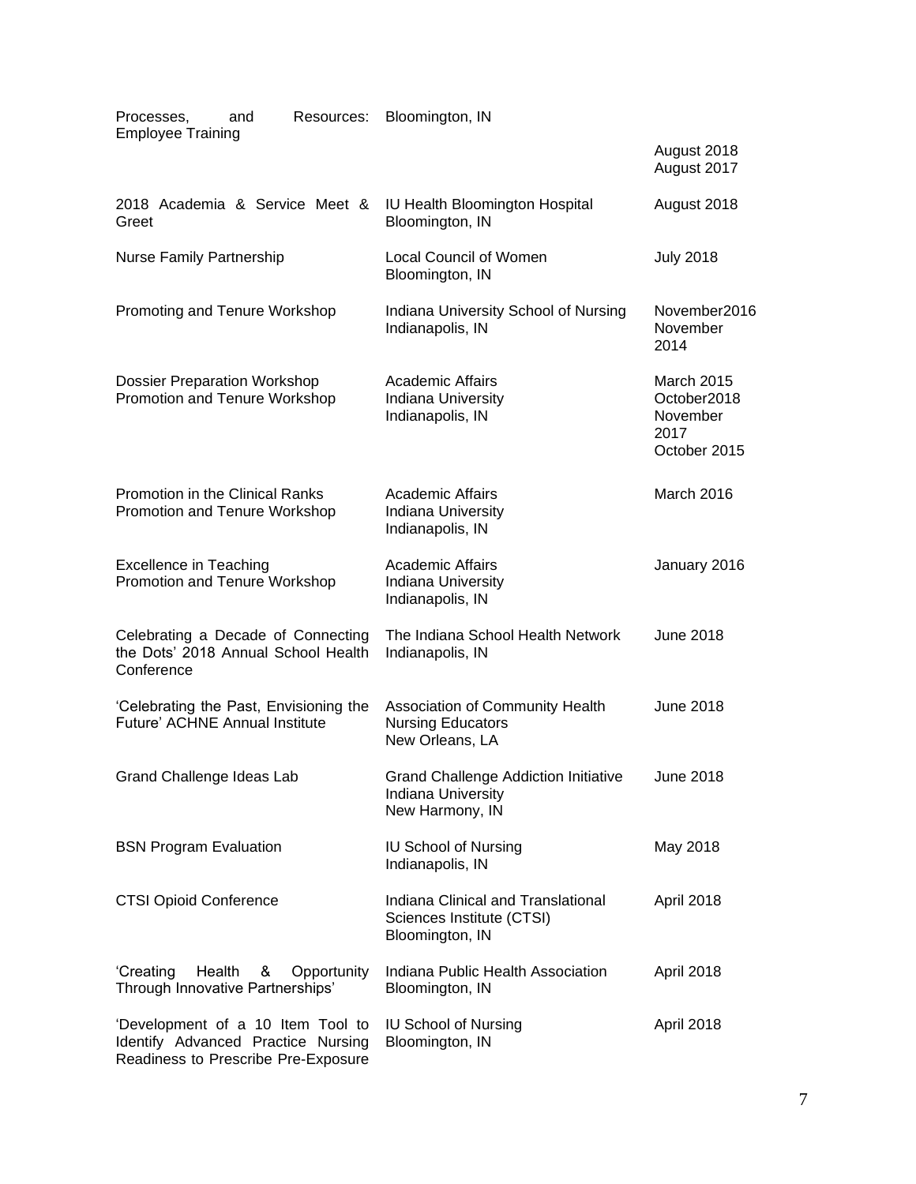| | | |
|---|---|---|
| Processes, and Resources: Employee Training | Bloomington, IN | August 2018<br>August 2017 |
| 2018 Academia & Service Meet & Greet | IU Health Bloomington Hospital<br>Bloomington, IN | August 2018 |
| Nurse Family Partnership | Local Council of Women<br>Bloomington, IN | July 2018 |
| Promoting and Tenure Workshop | Indiana University School of Nursing<br>Indianapolis, IN | November2016<br>November 2014 |
| Dossier Preparation Workshop<br>Promotion and Tenure Workshop | Academic Affairs<br>Indiana University<br>Indianapolis, IN | March 2015<br>October2018<br>November 2017<br>October 2015 |
| Promotion in the Clinical Ranks<br>Promotion and Tenure Workshop | Academic Affairs<br>Indiana University<br>Indianapolis, IN | March 2016 |
| Excellence in Teaching<br>Promotion and Tenure Workshop | Academic Affairs<br>Indiana University<br>Indianapolis, IN | January 2016 |
| Celebrating a Decade of Connecting the Dots' 2018 Annual School Health Conference | The Indiana School Health Network<br>Indianapolis, IN | June 2018 |
| 'Celebrating the Past, Envisioning the Future' ACHNE Annual Institute | Association of Community Health Nursing Educators<br>New Orleans, LA | June 2018 |
| Grand Challenge Ideas Lab | Grand Challenge Addiction Initiative<br>Indiana University<br>New Harmony, IN | June 2018 |
| BSN Program Evaluation | IU School of Nursing<br>Indianapolis, IN | May 2018 |
| CTSI Opioid Conference | Indiana Clinical and Translational Sciences Institute (CTSI)<br>Bloomington, IN | April 2018 |
| 'Creating Health & Opportunity Through Innovative Partnerships' | Indiana Public Health Association<br>Bloomington, IN | April 2018 |
| 'Development of a 10 Item Tool to Identify Advanced Practice Nursing Readiness to Prescribe Pre-Exposure | IU School of Nursing<br>Bloomington, IN | April 2018 |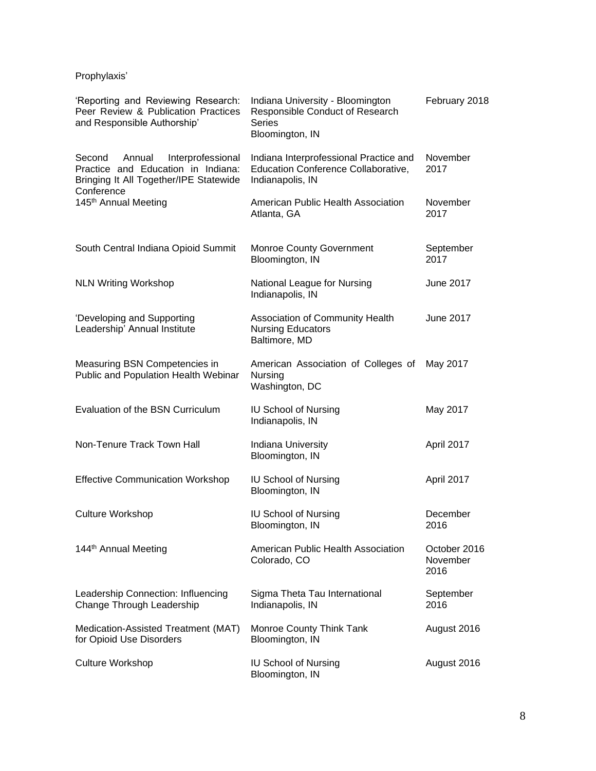Prophylaxis'

| | | |
|---|---|---|
| 'Reporting and Reviewing Research: Peer Review & Publication Practices and Responsible Authorship' | Indiana University - Bloomington Responsible Conduct of Research Series Bloomington, IN | February 2018 |
| Second Annual Interprofessional Practice and Education in Indiana: Bringing It All Together/IPE Statewide Conference | Indiana Interprofessional Practice and Education Conference Collaborative, Indianapolis, IN | November 2017 |
| 145th Annual Meeting | American Public Health Association Atlanta, GA | November 2017 |
| South Central Indiana Opioid Summit | Monroe County Government Bloomington, IN | September 2017 |
| NLN Writing Workshop | National League for Nursing Indianapolis, IN | June 2017 |
| 'Developing and Supporting Leadership' Annual Institute | Association of Community Health Nursing Educators Baltimore, MD | June 2017 |
| Measuring BSN Competencies in Public and Population Health Webinar | American Association of Colleges of Nursing Washington, DC | May 2017 |
| Evaluation of the BSN Curriculum | IU School of Nursing Indianapolis, IN | May 2017 |
| Non-Tenure Track Town Hall | Indiana University Bloomington, IN | April 2017 |
| Effective Communication Workshop | IU School of Nursing Bloomington, IN | April 2017 |
| Culture Workshop | IU School of Nursing Bloomington, IN | December 2016 |
| 144th Annual Meeting | American Public Health Association Colorado, CO | October 2016 November 2016 |
| Leadership Connection: Influencing Change Through Leadership | Sigma Theta Tau International Indianapolis, IN | September 2016 |
| Medication-Assisted Treatment (MAT) for Opioid Use Disorders | Monroe County Think Tank Bloomington, IN | August 2016 |
| Culture Workshop | IU School of Nursing Bloomington, IN | August 2016 |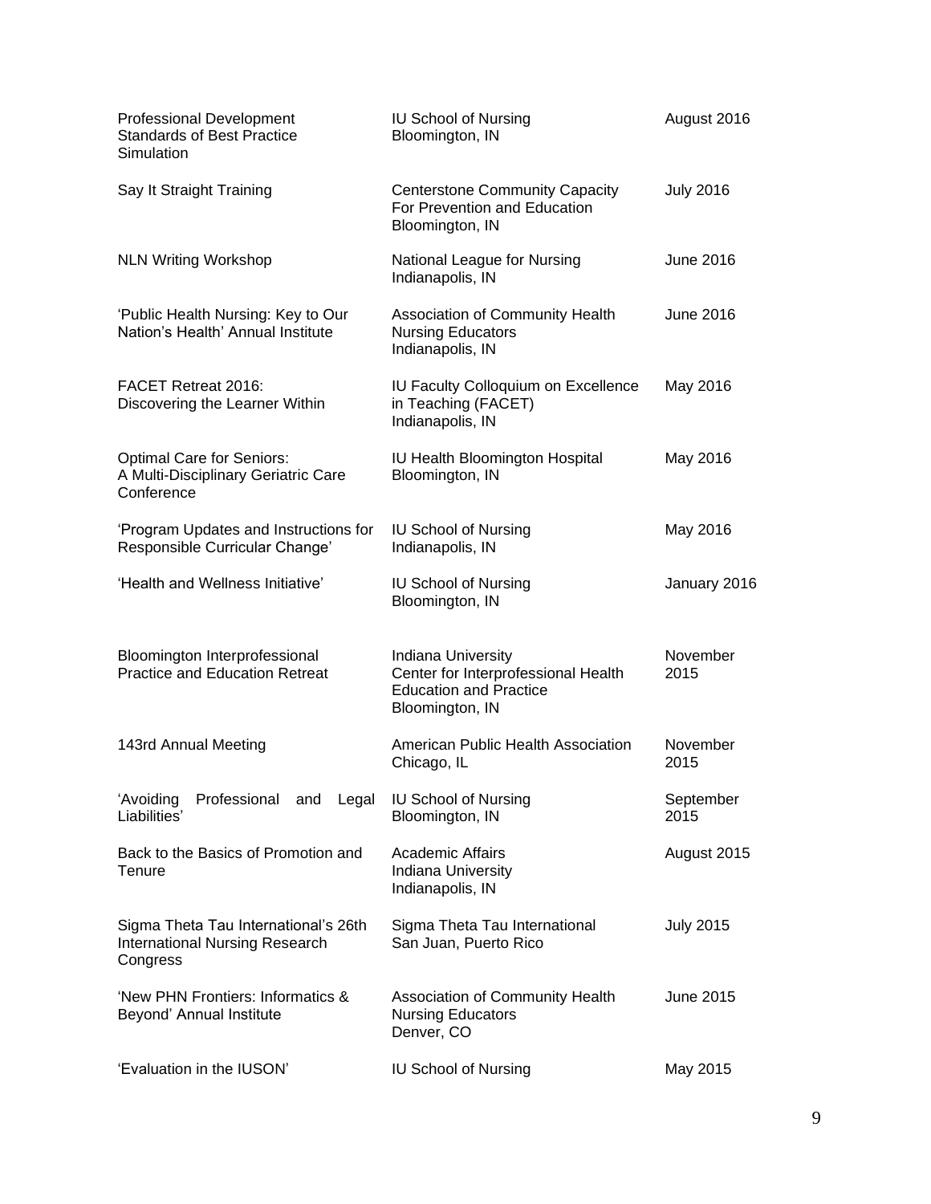| | | |
|---|---|---|
| Professional Development Standards of Best Practice Simulation | IU School of Nursing<br>Bloomington, IN | August 2016 |
| Say It Straight Training | Centerstone Community Capacity For Prevention and Education<br>Bloomington, IN | July 2016 |
| NLN Writing Workshop | National League for Nursing<br>Indianapolis, IN | June 2016 |
| 'Public Health Nursing: Key to Our Nation's Health' Annual Institute | Association of Community Health Nursing Educators<br>Indianapolis, IN | June 2016 |
| FACET Retreat 2016:<br>Discovering the Learner Within | IU Faculty Colloquium on Excellence in Teaching (FACET)<br>Indianapolis, IN | May 2016 |
| Optimal Care for Seniors:<br>A Multi-Disciplinary Geriatric Care Conference | IU Health Bloomington Hospital<br>Bloomington, IN | May 2016 |
| 'Program Updates and Instructions for Responsible Curricular Change' | IU School of Nursing<br>Indianapolis, IN | May 2016 |
| 'Health and Wellness Initiative' | IU School of Nursing<br>Bloomington, IN | January 2016 |
| Bloomington Interprofessional Practice and Education Retreat | Indiana University<br>Center for Interprofessional Health Education and Practice<br>Bloomington, IN | November 2015 |
| 143rd Annual Meeting | American Public Health Association<br>Chicago, IL | November 2015 |
| 'Avoiding Professional and Legal Liabilities' | IU School of Nursing<br>Bloomington, IN | September 2015 |
| Back to the Basics of Promotion and Tenure | Academic Affairs<br>Indiana University<br>Indianapolis, IN | August 2015 |
| Sigma Theta Tau International's 26th International Nursing Research Congress | Sigma Theta Tau International<br>San Juan, Puerto Rico | July 2015 |
| 'New PHN Frontiers: Informatics & Beyond' Annual Institute | Association of Community Health Nursing Educators<br>Denver, CO | June 2015 |
| 'Evaluation in the IUSON' | IU School of Nursing | May 2015 |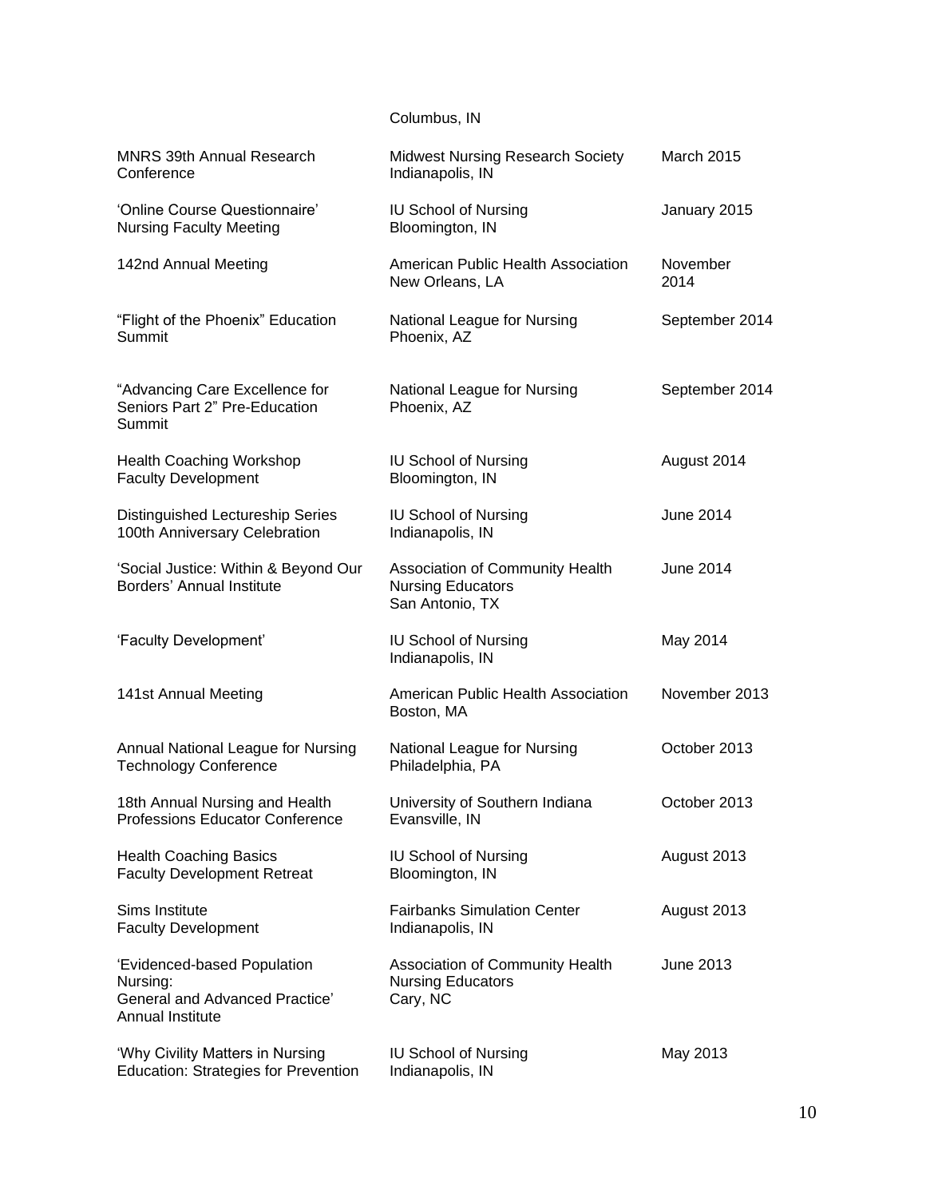| | Columbus, IN | |
|---|---|---|
| MNRS 39th Annual Research Conference | Midwest Nursing Research Society<br>Indianapolis, IN | March 2015 |
| 'Online Course Questionnaire'<br>Nursing Faculty Meeting | IU School of Nursing<br>Bloomington, IN | January 2015 |
| 142nd Annual Meeting | American Public Health Association<br>New Orleans, LA | November 2014 |
| "Flight of the Phoenix" Education Summit | National League for Nursing<br>Phoenix, AZ | September 2014 |
| "Advancing Care Excellence for Seniors Part 2" Pre-Education Summit | National League for Nursing<br>Phoenix, AZ | September 2014 |
| Health Coaching Workshop<br>Faculty Development | IU School of Nursing<br>Bloomington, IN | August 2014 |
| Distinguished Lectureship Series<br>100th Anniversary Celebration | IU School of Nursing<br>Indianapolis, IN | June 2014 |
| 'Social Justice: Within & Beyond Our Borders' Annual Institute | Association of Community Health Nursing Educators<br>San Antonio, TX | June 2014 |
| 'Faculty Development' | IU School of Nursing<br>Indianapolis, IN | May 2014 |
| 141st Annual Meeting | American Public Health Association<br>Boston, MA | November 2013 |
| Annual National League for Nursing Technology Conference | National League for Nursing<br>Philadelphia, PA | October 2013 |
| 18th Annual Nursing and Health Professions Educator Conference | University of Southern Indiana<br>Evansville, IN | October 2013 |
| Health Coaching Basics<br>Faculty Development Retreat | IU School of Nursing<br>Bloomington, IN | August 2013 |
| Sims Institute<br>Faculty Development | Fairbanks Simulation Center<br>Indianapolis, IN | August 2013 |
| 'Evidenced-based Population Nursing:<br>General and Advanced Practice'<br>Annual Institute | Association of Community Health Nursing Educators<br>Cary, NC | June 2013 |
| 'Why Civility Matters in Nursing Education: Strategies for Prevention | IU School of Nursing<br>Indianapolis, IN | May 2013 |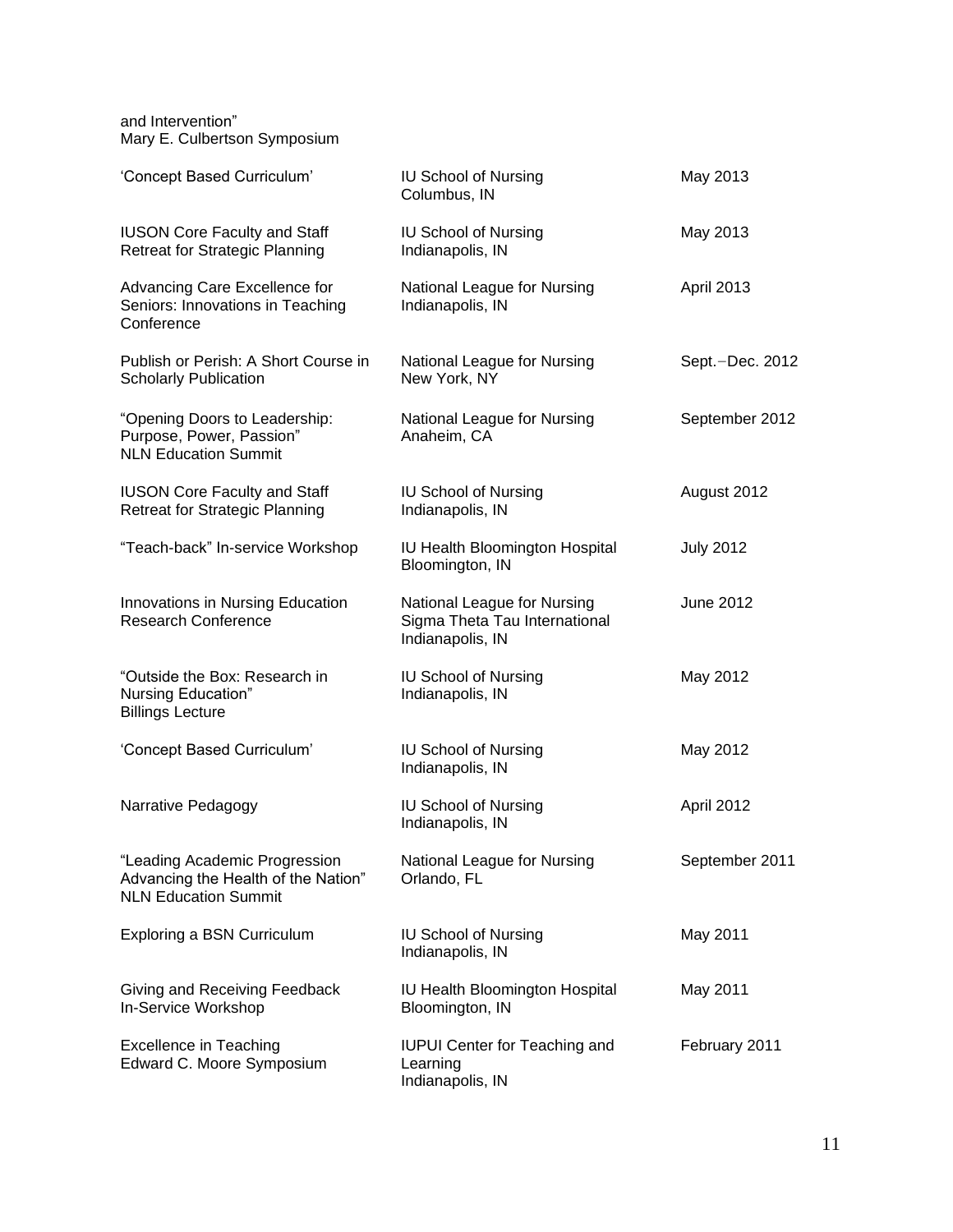and Intervention"
Mary E. Culbertson Symposium

| | | |
|---|---|---|
| 'Concept Based Curriculum' | IU School of Nursing<br>Columbus, IN | May 2013 |
| IUSON Core Faculty and Staff Retreat for Strategic Planning | IU School of Nursing<br>Indianapolis, IN | May 2013 |
| Advancing Care Excellence for Seniors: Innovations in Teaching Conference | National League for Nursing<br>Indianapolis, IN | April 2013 |
| Publish or Perish: A Short Course in Scholarly Publication | National League for Nursing<br>New York, NY | Sept.−Dec. 2012 |
| "Opening Doors to Leadership: Purpose, Power, Passion"<br>NLN Education Summit | National League for Nursing<br>Anaheim, CA | September 2012 |
| IUSON Core Faculty and Staff Retreat for Strategic Planning | IU School of Nursing<br>Indianapolis, IN | August 2012 |
| "Teach-back" In-service Workshop | IU Health Bloomington Hospital<br>Bloomington, IN | July 2012 |
| Innovations in Nursing Education Research Conference | National League for Nursing<br>Sigma Theta Tau International<br>Indianapolis, IN | June 2012 |
| "Outside the Box: Research in Nursing Education"<br>Billings Lecture | IU School of Nursing<br>Indianapolis, IN | May 2012 |
| 'Concept Based Curriculum' | IU School of Nursing<br>Indianapolis, IN | May 2012 |
| Narrative Pedagogy | IU School of Nursing<br>Indianapolis, IN | April 2012 |
| "Leading Academic Progression Advancing the Health of the Nation"<br>NLN Education Summit | National League for Nursing<br>Orlando, FL | September 2011 |
| Exploring a BSN Curriculum | IU School of Nursing<br>Indianapolis, IN | May 2011 |
| Giving and Receiving Feedback In-Service Workshop | IU Health Bloomington Hospital<br>Bloomington, IN | May 2011 |
| Excellence in Teaching<br>Edward C. Moore Symposium | IUPUI Center for Teaching and Learning<br>Indianapolis, IN | February 2011 |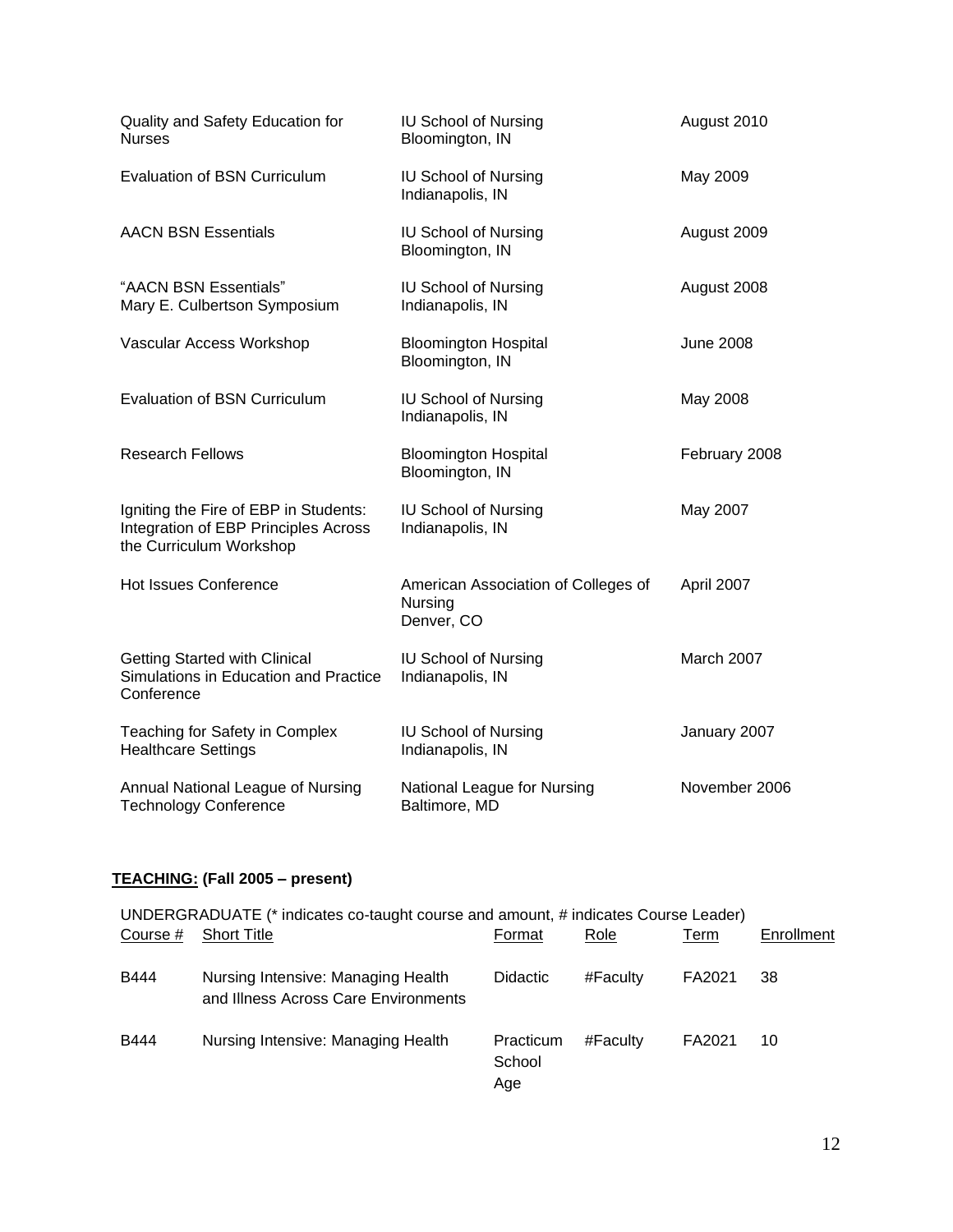| | | |
|---|---|---|
| Quality and Safety Education for Nurses | IU School of Nursing<br>Bloomington, IN | August 2010 |
| Evaluation of BSN Curriculum | IU School of Nursing<br>Indianapolis, IN | May 2009 |
| AACN BSN Essentials | IU School of Nursing<br>Bloomington, IN | August 2009 |
| "AACN BSN Essentials"<br>Mary E. Culbertson Symposium | IU School of Nursing<br>Indianapolis, IN | August 2008 |
| Vascular Access Workshop | Bloomington Hospital<br>Bloomington, IN | June 2008 |
| Evaluation of BSN Curriculum | IU School of Nursing<br>Indianapolis, IN | May 2008 |
| Research Fellows | Bloomington Hospital<br>Bloomington, IN | February 2008 |
| Igniting the Fire of EBP in Students: Integration of EBP Principles Across the Curriculum Workshop | IU School of Nursing<br>Indianapolis, IN | May 2007 |
| Hot Issues Conference | American Association of Colleges of Nursing<br>Denver, CO | April 2007 |
| Getting Started with Clinical Simulations in Education and Practice Conference | IU School of Nursing<br>Indianapolis, IN | March 2007 |
| Teaching for Safety in Complex Healthcare Settings | IU School of Nursing<br>Indianapolis, IN | January 2007 |
| Annual National League of Nursing Technology Conference | National League for Nursing<br>Baltimore, MD | November 2006 |

**TEACHING: (Fall 2005 – present)**

UNDERGRADUATE (* indicates co-taught course and amount, # indicates Course Leader)

| Course # | Short Title | Format | Role | Term | Enrollment |
|---|---|---|---|---|---|
| B444 | Nursing Intensive: Managing Health and Illness Across Care Environments | Didactic | #Faculty | FA2021 | 38 |
| B444 | Nursing Intensive: Managing Health | Practicum School Age | #Faculty | FA2021 | 10 |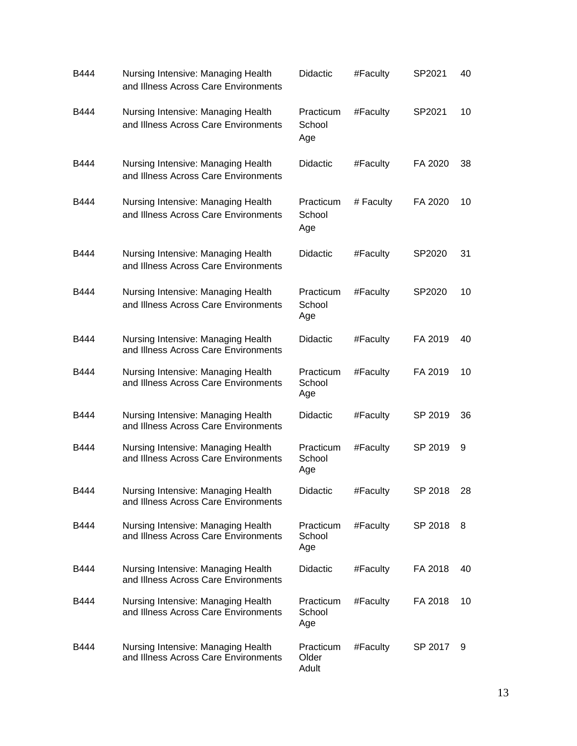| B444 | Nursing Intensive: Managing Health and Illness Across Care Environments | Didactic | #Faculty | SP2021 | 40 |
|---|---|---|---|---|---|
| B444 | Nursing Intensive: Managing Health and Illness Across Care Environments | Practicum School Age | #Faculty | SP2021 | 10 |
| B444 | Nursing Intensive: Managing Health and Illness Across Care Environments | Didactic | #Faculty | FA 2020 | 38 |
| B444 | Nursing Intensive: Managing Health and Illness Across Care Environments | Practicum School Age | # Faculty | FA 2020 | 10 |
| B444 | Nursing Intensive: Managing Health and Illness Across Care Environments | Didactic | #Faculty | SP2020 | 31 |
| B444 | Nursing Intensive: Managing Health and Illness Across Care Environments | Practicum School Age | #Faculty | SP2020 | 10 |
| B444 | Nursing Intensive: Managing Health and Illness Across Care Environments | Didactic | #Faculty | FA 2019 | 40 |
| B444 | Nursing Intensive: Managing Health and Illness Across Care Environments | Practicum School Age | #Faculty | FA 2019 | 10 |
| B444 | Nursing Intensive: Managing Health and Illness Across Care Environments | Didactic | #Faculty | SP 2019 | 36 |
| B444 | Nursing Intensive: Managing Health and Illness Across Care Environments | Practicum School Age | #Faculty | SP 2019 | 9 |
| B444 | Nursing Intensive: Managing Health and Illness Across Care Environments | Didactic | #Faculty | SP 2018 | 28 |
| B444 | Nursing Intensive: Managing Health and Illness Across Care Environments | Practicum School Age | #Faculty | SP 2018 | 8 |
| B444 | Nursing Intensive: Managing Health and Illness Across Care Environments | Didactic | #Faculty | FA 2018 | 40 |
| B444 | Nursing Intensive: Managing Health and Illness Across Care Environments | Practicum School Age | #Faculty | FA 2018 | 10 |
| B444 | Nursing Intensive: Managing Health and Illness Across Care Environments | Practicum Older Adult | #Faculty | SP 2017 | 9 |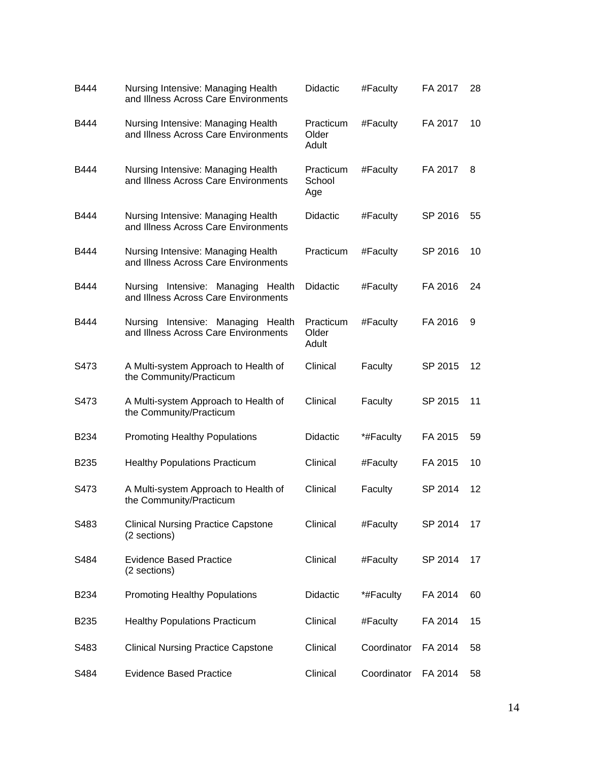| | | | | | |
|---|---|---|---|---|---|
| B444 | Nursing Intensive: Managing Health and Illness Across Care Environments | Didactic | #Faculty | FA 2017 | 28 |
| B444 | Nursing Intensive: Managing Health and Illness Across Care Environments | Practicum Older Adult | #Faculty | FA 2017 | 10 |
| B444 | Nursing Intensive: Managing Health and Illness Across Care Environments | Practicum School Age | #Faculty | FA 2017 | 8 |
| B444 | Nursing Intensive: Managing Health and Illness Across Care Environments | Didactic | #Faculty | SP 2016 | 55 |
| B444 | Nursing Intensive: Managing Health and Illness Across Care Environments | Practicum | #Faculty | SP 2016 | 10 |
| B444 | Nursing Intensive: Managing Health and Illness Across Care Environments | Didactic | #Faculty | FA 2016 | 24 |
| B444 | Nursing Intensive: Managing Health and Illness Across Care Environments | Practicum Older Adult | #Faculty | FA 2016 | 9 |
| S473 | A Multi-system Approach to Health of the Community/Practicum | Clinical | Faculty | SP 2015 | 12 |
| S473 | A Multi-system Approach to Health of the Community/Practicum | Clinical | Faculty | SP 2015 | 11 |
| B234 | Promoting Healthy Populations | Didactic | *#Faculty | FA 2015 | 59 |
| B235 | Healthy Populations Practicum | Clinical | #Faculty | FA 2015 | 10 |
| S473 | A Multi-system Approach to Health of the Community/Practicum | Clinical | Faculty | SP 2014 | 12 |
| S483 | Clinical Nursing Practice Capstone (2 sections) | Clinical | #Faculty | SP 2014 | 17 |
| S484 | Evidence Based Practice (2 sections) | Clinical | #Faculty | SP 2014 | 17 |
| B234 | Promoting Healthy Populations | Didactic | *#Faculty | FA 2014 | 60 |
| B235 | Healthy Populations Practicum | Clinical | #Faculty | FA 2014 | 15 |
| S483 | Clinical Nursing Practice Capstone | Clinical | Coordinator | FA 2014 | 58 |
| S484 | Evidence Based Practice | Clinical | Coordinator | FA 2014 | 58 |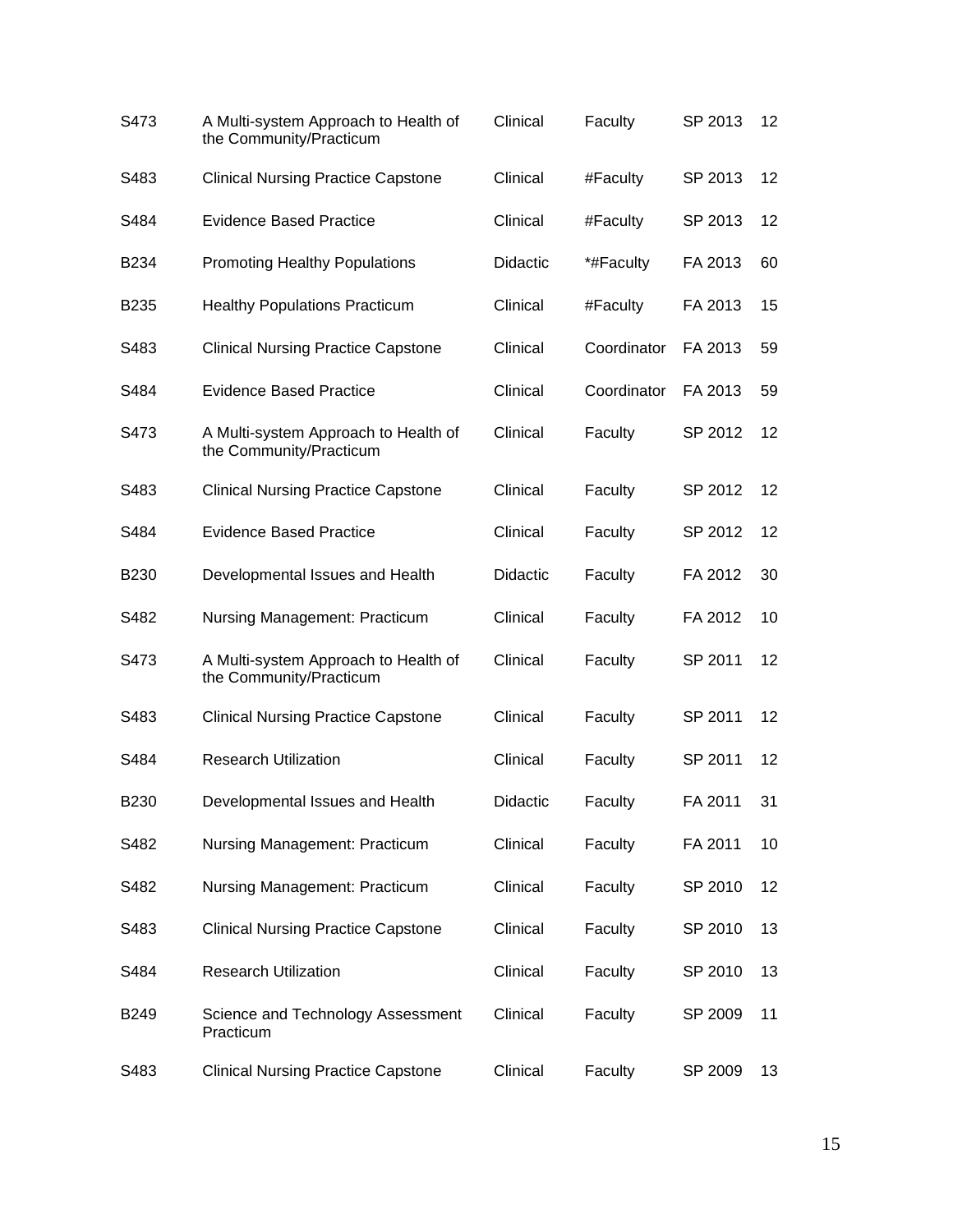| | | | | | |
|---|---|---|---|---|---|
| S473 | A Multi-system Approach to Health of the Community/Practicum | Clinical | Faculty | SP 2013 | 12 |
| S483 | Clinical Nursing Practice Capstone | Clinical | #Faculty | SP 2013 | 12 |
| S484 | Evidence Based Practice | Clinical | #Faculty | SP 2013 | 12 |
| B234 | Promoting Healthy Populations | Didactic | *#Faculty | FA 2013 | 60 |
| B235 | Healthy Populations Practicum | Clinical | #Faculty | FA 2013 | 15 |
| S483 | Clinical Nursing Practice Capstone | Clinical | Coordinator | FA 2013 | 59 |
| S484 | Evidence Based Practice | Clinical | Coordinator | FA 2013 | 59 |
| S473 | A Multi-system Approach to Health of the Community/Practicum | Clinical | Faculty | SP 2012 | 12 |
| S483 | Clinical Nursing Practice Capstone | Clinical | Faculty | SP 2012 | 12 |
| S484 | Evidence Based Practice | Clinical | Faculty | SP 2012 | 12 |
| B230 | Developmental Issues and Health | Didactic | Faculty | FA 2012 | 30 |
| S482 | Nursing Management: Practicum | Clinical | Faculty | FA 2012 | 10 |
| S473 | A Multi-system Approach to Health of the Community/Practicum | Clinical | Faculty | SP 2011 | 12 |
| S483 | Clinical Nursing Practice Capstone | Clinical | Faculty | SP 2011 | 12 |
| S484 | Research Utilization | Clinical | Faculty | SP 2011 | 12 |
| B230 | Developmental Issues and Health | Didactic | Faculty | FA 2011 | 31 |
| S482 | Nursing Management: Practicum | Clinical | Faculty | FA 2011 | 10 |
| S482 | Nursing Management: Practicum | Clinical | Faculty | SP 2010 | 12 |
| S483 | Clinical Nursing Practice Capstone | Clinical | Faculty | SP 2010 | 13 |
| S484 | Research Utilization | Clinical | Faculty | SP 2010 | 13 |
| B249 | Science and Technology Assessment Practicum | Clinical | Faculty | SP 2009 | 11 |
| S483 | Clinical Nursing Practice Capstone | Clinical | Faculty | SP 2009 | 13 |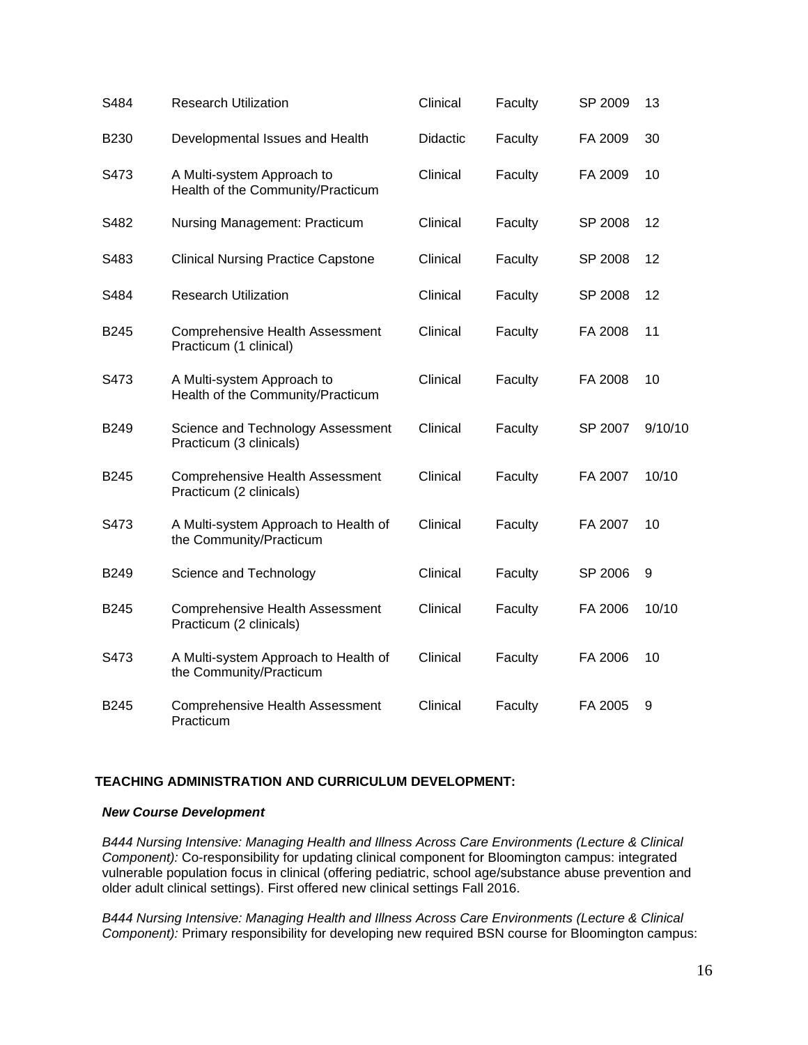| | | | | | |
|---|---|---|---|---|---|
| S484 | Research Utilization | Clinical | Faculty | SP 2009 | 13 |
| B230 | Developmental Issues and Health | Didactic | Faculty | FA 2009 | 30 |
| S473 | A Multi-system Approach to Health of the Community/Practicum | Clinical | Faculty | FA 2009 | 10 |
| S482 | Nursing Management: Practicum | Clinical | Faculty | SP 2008 | 12 |
| S483 | Clinical Nursing Practice Capstone | Clinical | Faculty | SP 2008 | 12 |
| S484 | Research Utilization | Clinical | Faculty | SP 2008 | 12 |
| B245 | Comprehensive Health Assessment Practicum (1 clinical) | Clinical | Faculty | FA 2008 | 11 |
| S473 | A Multi-system Approach to Health of the Community/Practicum | Clinical | Faculty | FA 2008 | 10 |
| B249 | Science and Technology Assessment Practicum (3 clinicals) | Clinical | Faculty | SP 2007 | 9/10/10 |
| B245 | Comprehensive Health Assessment Practicum (2 clinicals) | Clinical | Faculty | FA 2007 | 10/10 |
| S473 | A Multi-system Approach to Health of the Community/Practicum | Clinical | Faculty | FA 2007 | 10 |
| B249 | Science and Technology | Clinical | Faculty | SP 2006 | 9 |
| B245 | Comprehensive Health Assessment Practicum (2 clinicals) | Clinical | Faculty | FA 2006 | 10/10 |
| S473 | A Multi-system Approach to Health of the Community/Practicum | Clinical | Faculty | FA 2006 | 10 |
| B245 | Comprehensive Health Assessment Practicum | Clinical | Faculty | FA 2005 | 9 |

**TEACHING ADMINISTRATION AND CURRICULUM DEVELOPMENT:**

***New Course Development***

*B444 Nursing Intensive: Managing Health and Illness Across Care Environments (Lecture & Clinical Component):* Co-responsibility for updating clinical component for Bloomington campus: integrated vulnerable population focus in clinical (offering pediatric, school age/substance abuse prevention and older adult clinical settings). First offered new clinical settings Fall 2016.

*B444 Nursing Intensive: Managing Health and Illness Across Care Environments (Lecture & Clinical Component):* Primary responsibility for developing new required BSN course for Bloomington campus: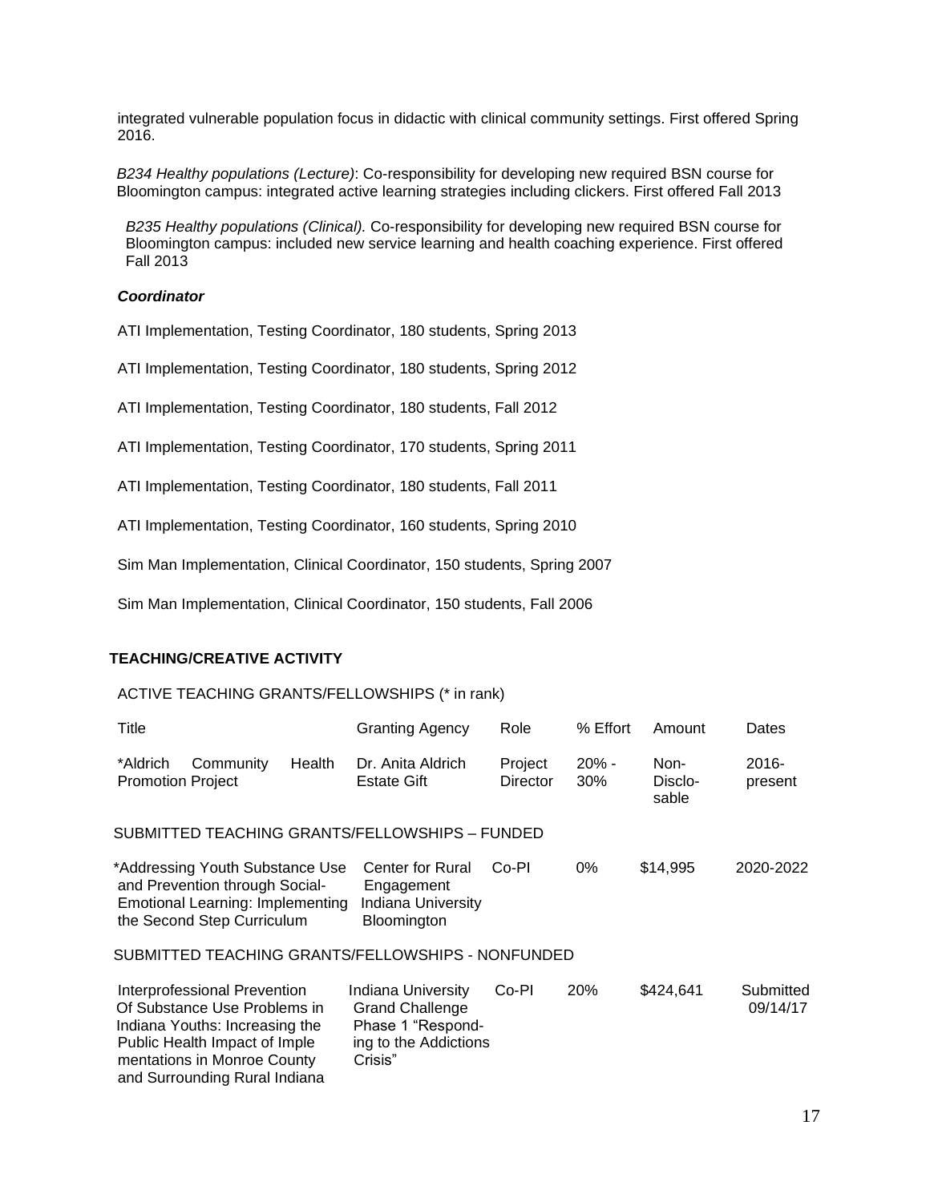integrated vulnerable population focus in didactic with clinical community settings. First offered Spring 2016.

*B234 Healthy populations (Lecture)*: Co-responsibility for developing new required BSN course for Bloomington campus: integrated active learning strategies including clickers. First offered Fall 2013

*B235 Healthy populations (Clinical).* Co-responsibility for developing new required BSN course for Bloomington campus: included new service learning and health coaching experience. First offered Fall 2013

***Coordinator***

ATI Implementation, Testing Coordinator, 180 students, Spring 2013

ATI Implementation, Testing Coordinator, 180 students, Spring 2012

ATI Implementation, Testing Coordinator, 180 students, Fall 2012

ATI Implementation, Testing Coordinator, 170 students, Spring 2011

ATI Implementation, Testing Coordinator, 180 students, Fall 2011

ATI Implementation, Testing Coordinator, 160 students, Spring 2010

Sim Man Implementation, Clinical Coordinator, 150 students, Spring 2007

Sim Man Implementation, Clinical Coordinator, 150 students, Fall 2006

**TEACHING/CREATIVE ACTIVITY**

ACTIVE TEACHING GRANTS/FELLOWSHIPS (* in rank)

| Title | Granting Agency | Role | % Effort | Amount | Dates |
|---|---|---|---|---|---|
| *Aldrich Community Health Promotion Project | Dr. Anita Aldrich Estate Gift | Project Director | 20% - 30% | Non-Disclosable | 2016-present |
| **SUBMITTED TEACHING GRANTS/FELLOWSHIPS – FUNDED** | | | | | |
| *Addressing Youth Substance Use and Prevention through Social-Emotional Learning: Implementing the Second Step Curriculum | Center for Rural Engagement Indiana University Bloomington | Co-PI | 0% | $14,995 | 2020-2022 |
| **SUBMITTED TEACHING GRANTS/FELLOWSHIPS - NONFUNDED** | | | | | |
| Interprofessional Prevention Of Substance Use Problems in Indiana Youths: Increasing the Public Health Impact of Implementations in Monroe County and Surrounding Rural Indiana | Indiana University Grand Challenge Phase 1 "Responding to the Addictions Crisis" | Co-PI | 20% | $424,641 | Submitted 09/14/17 |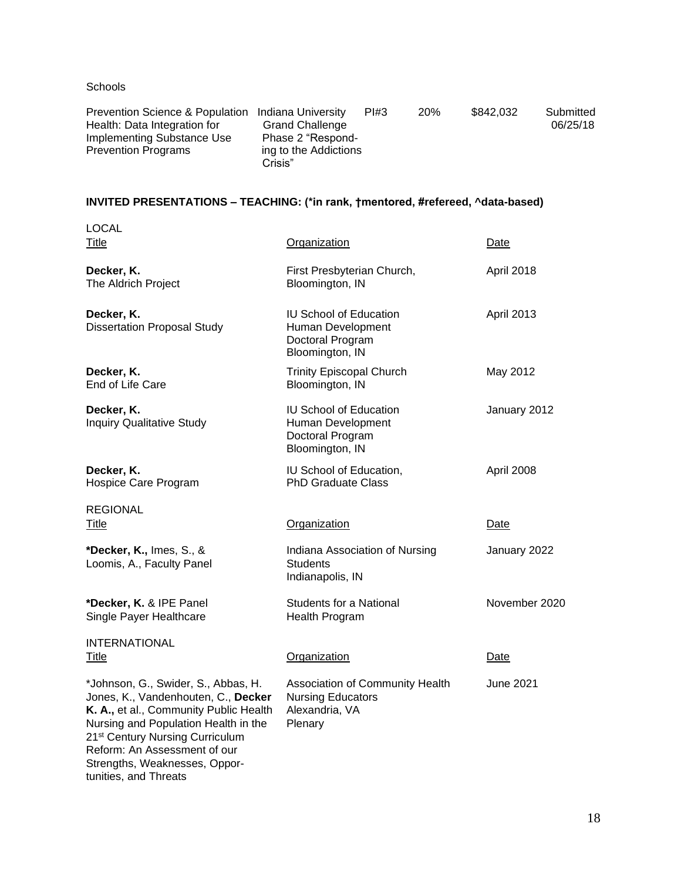Schools

| | | | | | |
|---|---|---|---|---|---|
| Prevention Science & Population Health: Data Integration for Implementing Substance Use Prevention Programs | Indiana University Grand Challenge Phase 2 "Responding to the Addictions Crisis" | PI#3 | 20% | $842,032 | Submitted 06/25/18 |

**INVITED PRESENTATIONS – TEACHING: (*in rank, †mentored, #refereed, ^data-based)**

LOCAL

| Title | Organization | Date |
|---|---|---|
| **Decker, K.** The Aldrich Project | First Presbyterian Church, Bloomington, IN | April 2018 |
| **Decker, K.** Dissertation Proposal Study | IU School of Education Human Development Doctoral Program Bloomington, IN | April 2013 |
| **Decker, K.** End of Life Care | Trinity Episcopal Church Bloomington, IN | May 2012 |
| **Decker, K.** Inquiry Qualitative Study | IU School of Education Human Development Doctoral Program Bloomington, IN | January 2012 |
| **Decker, K.** Hospice Care Program | IU School of Education, PhD Graduate Class | April 2008 |

REGIONAL

| Title | Organization | Date |
|---|---|---|
| ***Decker, K.,** Imes, S., & Loomis, A., Faculty Panel | Indiana Association of Nursing Students Indianapolis, IN | January 2022 |
| ***Decker, K.** & IPE Panel Single Payer Healthcare | Students for a National Health Program | November 2020 |

INTERNATIONAL

| Title | Organization | Date |
|---|---|---|
| *Johnson, G., Swider, S., Abbas, H. Jones, K., Vandenhouten, C., **Decker K. A.,** et al., Community Public Health Nursing and Population Health in the 21st Century Nursing Curriculum Reform: An Assessment of our Strengths, Weaknesses, Opportunities, and Threats | Association of Community Health Nursing Educators Alexandria, VA Plenary | June 2021 |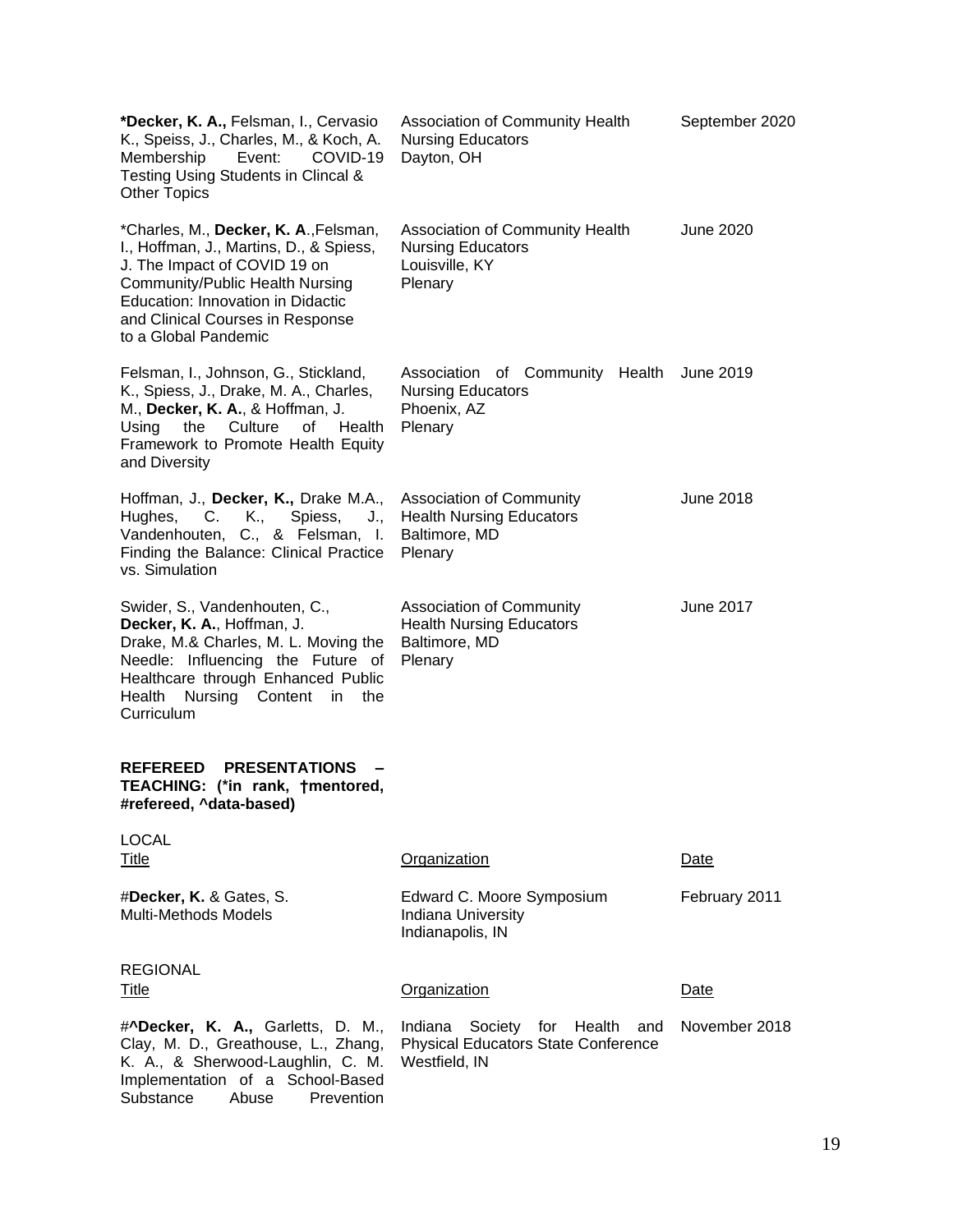| | | |
|---|---|---|
| ***Decker, K. A.,** Felsman, I., Cervasio K., Speiss, J., Charles, M., & Koch, A. Membership Event: COVID-19 Testing Using Students in Clincal & Other Topics | Association of Community Health Nursing Educators<br>Dayton, OH | September 2020 |
| *Charles, M., **Decker, K. A**.,Felsman, I., Hoffman, J., Martins, D., & Spiess, J. The Impact of COVID 19 on Community/Public Health Nursing Education: Innovation in Didactic and Clinical Courses in Response to a Global Pandemic | Association of Community Health Nursing Educators<br>Louisville, KY<br>Plenary | June 2020 |
| Felsman, I., Johnson, G., Stickland, K., Spiess, J., Drake, M. A., Charles, M., **Decker, K. A.**, & Hoffman, J. Using the Culture of Health Framework to Promote Health Equity and Diversity | Association of Community Health Nursing Educators<br>Phoenix, AZ<br>Plenary | June 2019 |
| Hoffman, J., **Decker, K.,** Drake M.A., Hughes, C. K., Spiess, J., Vandenhouten, C., & Felsman, I. Finding the Balance: Clinical Practice vs. Simulation | Association of Community Health Nursing Educators<br>Baltimore, MD<br>Plenary | June 2018 |
| Swider, S., Vandenhouten, C., **Decker, K. A.**, Hoffman, J. Drake, M.& Charles, M. L. Moving the Needle: Influencing the Future of Healthcare through Enhanced Public Health Nursing Content in the Curriculum | Association of Community Health Nursing Educators<br>Baltimore, MD<br>Plenary | June 2017 |

**REFEREED PRESENTATIONS – TEACHING: (*in rank, †mentored, #refereed, ^data-based)**

LOCAL

| Title | Organization | Date |
|---|---|---|
| #**Decker, K.** & Gates, S.<br>Multi-Methods Models | Edward C. Moore Symposium<br>Indiana University<br>Indianapolis, IN | February 2011 |

REGIONAL

| Title | Organization | Date |
|---|---|---|
| #^**Decker, K. A.,** Garletts, D. M., Clay, M. D., Greathouse, L., Zhang, K. A., & Sherwood-Laughlin, C. M. Implementation of a School-Based Substance Abuse Prevention | Indiana Society for Health and Physical Educators State Conference<br>Westfield, IN | November 2018 |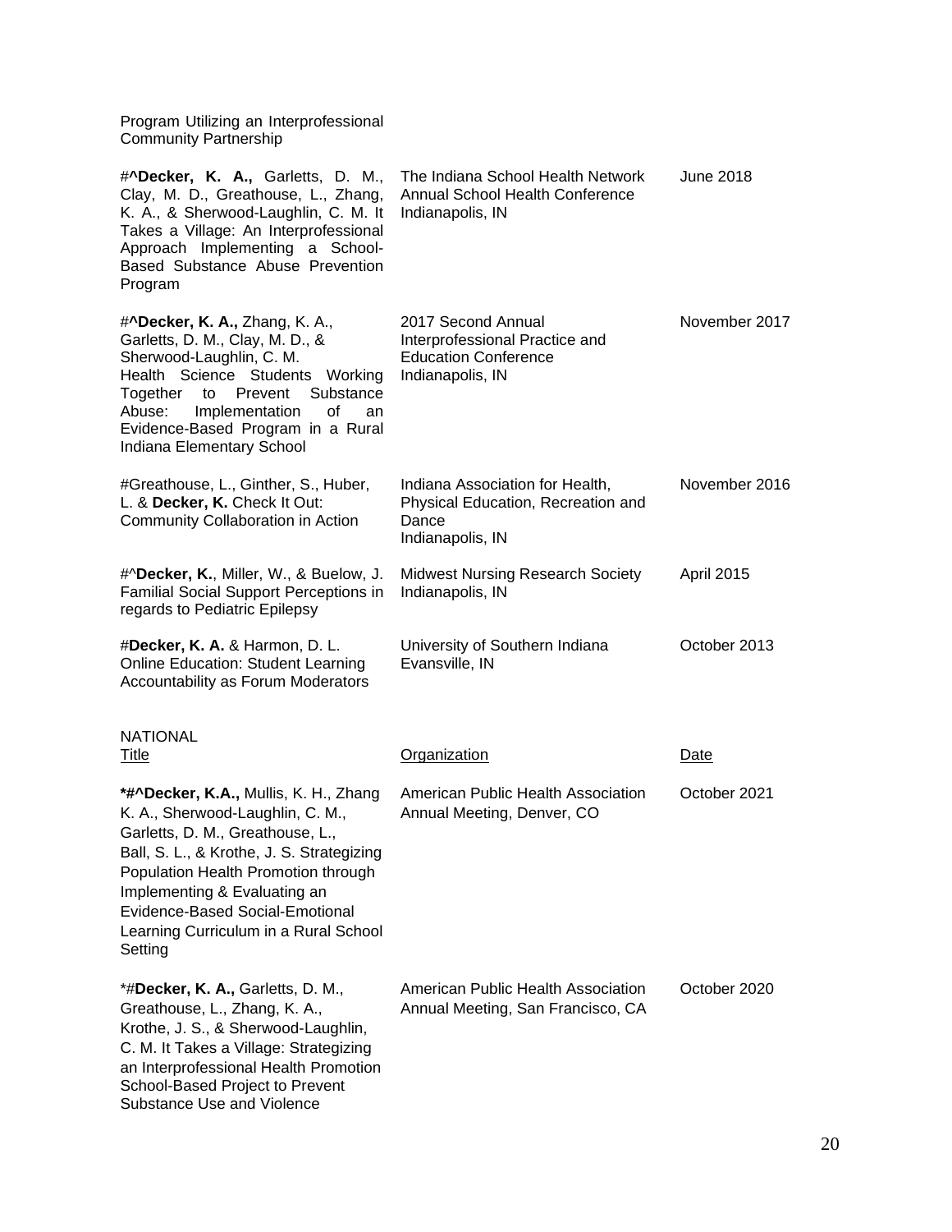| | | |
|---|---|---|
| Program Utilizing an Interprofessional Community Partnership | | |
| #^**Decker, K. A.,** Garletts, D. M., Clay, M. D., Greathouse, L., Zhang, K. A., & Sherwood-Laughlin, C. M. It Takes a Village: An Interprofessional Approach Implementing a School-Based Substance Abuse Prevention Program | The Indiana School Health Network Annual School Health Conference Indianapolis, IN | June 2018 |
| #^**Decker, K. A.,** Zhang, K. A., Garletts, D. M., Clay, M. D., & Sherwood-Laughlin, C. M. Health Science Students Working Together to Prevent Substance Abuse: Implementation of an Evidence-Based Program in a Rural Indiana Elementary School | 2017 Second Annual Interprofessional Practice and Education Conference Indianapolis, IN | November 2017 |
| #Greathouse, L., Ginther, S., Huber, L. & **Decker, K.** Check It Out: Community Collaboration in Action | Indiana Association for Health, Physical Education, Recreation and Dance Indianapolis, IN | November 2016 |
| #^**Decker, K.**, Miller, W., & Buelow, J. Familial Social Support Perceptions in regards to Pediatric Epilepsy | Midwest Nursing Research Society Indianapolis, IN | April 2015 |
| #**Decker, K. A.** & Harmon, D. L. Online Education: Student Learning Accountability as Forum Moderators | University of Southern Indiana Evansville, IN | October 2013 |

NATIONAL

| Title | Organization | Date |
|---|---|---|
| **\*#^Decker, K.A.,** Mullis, K. H., Zhang K. A., Sherwood-Laughlin, C. M., Garletts, D. M., Greathouse, L., Ball, S. L., & Krothe, J. S. Strategizing Population Health Promotion through Implementing & Evaluating an Evidence-Based Social-Emotional Learning Curriculum in a Rural School Setting | American Public Health Association Annual Meeting, Denver, CO | October 2021 |
| *#**Decker, K. A.,** Garletts, D. M., Greathouse, L., Zhang, K. A., Krothe, J. S., & Sherwood-Laughlin, C. M. It Takes a Village: Strategizing an Interprofessional Health Promotion School-Based Project to Prevent Substance Use and Violence | American Public Health Association Annual Meeting, San Francisco, CA | October 2020 |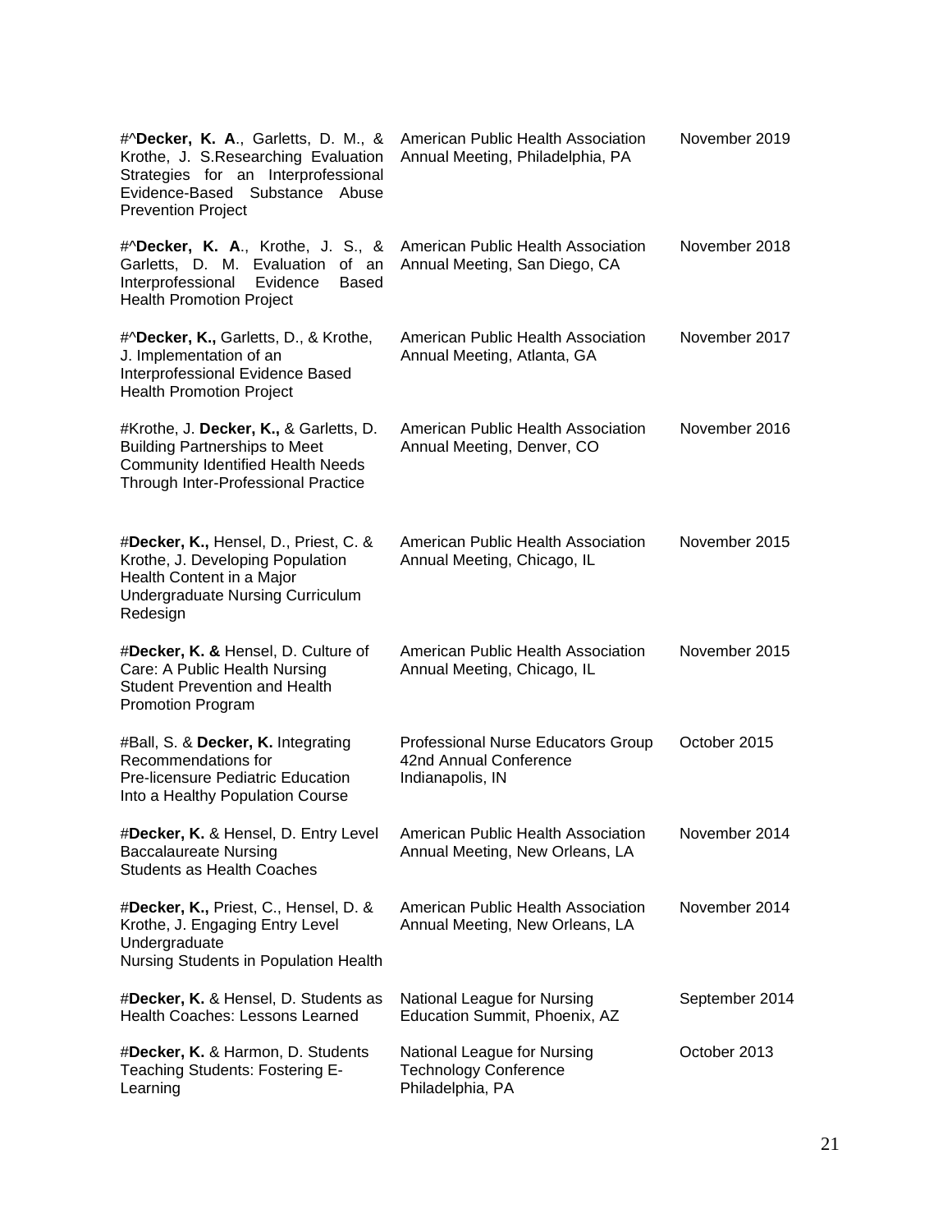| | | |
|---|---|---|
| #^**Decker, K. A**., Garletts, D. M., & Krothe, J. S.Researching Evaluation Strategies for an Interprofessional Evidence-Based Substance Abuse Prevention Project | American Public Health Association Annual Meeting, Philadelphia, PA | November 2019 |
| #^**Decker, K. A**., Krothe, J. S., & Garletts, D. M. Evaluation of an Interprofessional Evidence Based Health Promotion Project | American Public Health Association Annual Meeting, San Diego, CA | November 2018 |
| #^**Decker, K.,** Garletts, D., & Krothe, J. Implementation of an Interprofessional Evidence Based Health Promotion Project | American Public Health Association Annual Meeting, Atlanta, GA | November 2017 |
| #Krothe, J. **Decker, K.,** & Garletts, D. Building Partnerships to Meet Community Identified Health Needs Through Inter-Professional Practice | American Public Health Association Annual Meeting, Denver, CO | November 2016 |
| #**Decker, K.,** Hensel, D., Priest, C. & Krothe, J. Developing Population Health Content in a Major Undergraduate Nursing Curriculum Redesign | American Public Health Association Annual Meeting, Chicago, IL | November 2015 |
| #**Decker, K. &** Hensel, D. Culture of Care: A Public Health Nursing Student Prevention and Health Promotion Program | American Public Health Association Annual Meeting, Chicago, IL | November 2015 |
| #Ball, S. & **Decker, K.** Integrating Recommendations for Pre-licensure Pediatric Education Into a Healthy Population Course | Professional Nurse Educators Group 42nd Annual Conference Indianapolis, IN | October 2015 |
| #**Decker, K.** & Hensel, D. Entry Level Baccalaureate Nursing Students as Health Coaches | American Public Health Association Annual Meeting, New Orleans, LA | November 2014 |
| #**Decker, K.,** Priest, C., Hensel, D. & Krothe, J. Engaging Entry Level Undergraduate Nursing Students in Population Health | American Public Health Association Annual Meeting, New Orleans, LA | November 2014 |
| #**Decker, K.** & Hensel, D. Students as Health Coaches: Lessons Learned | National League for Nursing Education Summit, Phoenix, AZ | September 2014 |
| #**Decker, K.** & Harmon, D. Students Teaching Students: Fostering E-Learning | National League for Nursing Technology Conference Philadelphia, PA | October 2013 |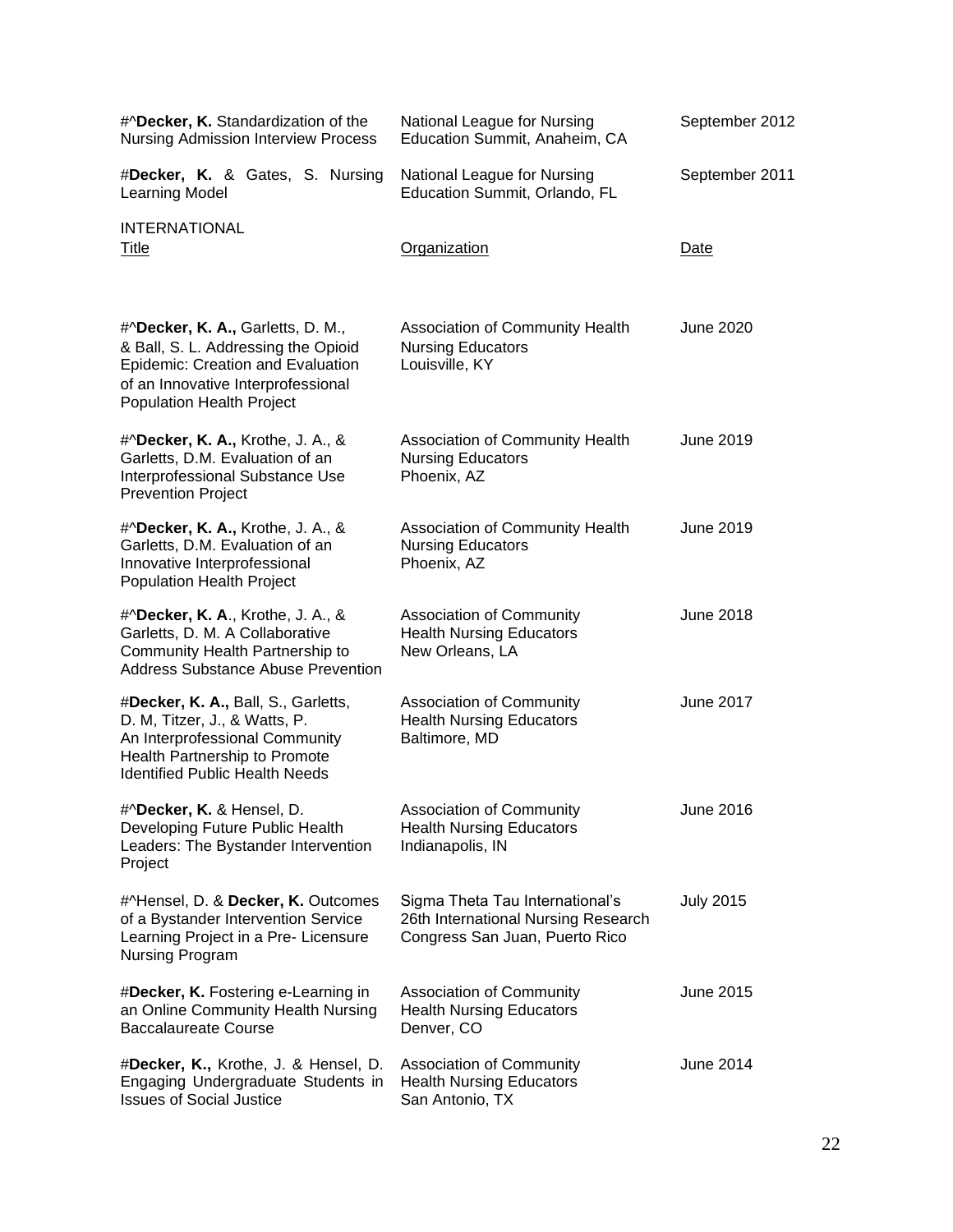| | | |
|---|---|---|
| #^**Decker, K.** Standardization of the Nursing Admission Interview Process | National League for Nursing Education Summit, Anaheim, CA | September 2012 |
| #**Decker, K.** & Gates, S. Nursing Learning Model | National League for Nursing Education Summit, Orlando, FL | September 2011 |

INTERNATIONAL

| Title | Organization | Date |
|---|---|---|
| #^**Decker, K. A.,** Garletts, D. M., & Ball, S. L. Addressing the Opioid Epidemic: Creation and Evaluation of an Innovative Interprofessional Population Health Project | Association of Community Health Nursing Educators Louisville, KY | June 2020 |
| #^**Decker, K. A.,** Krothe, J. A., & Garletts, D.M. Evaluation of an Interprofessional Substance Use Prevention Project | Association of Community Health Nursing Educators Phoenix, AZ | June 2019 |
| #^**Decker, K. A.,** Krothe, J. A., & Garletts, D.M. Evaluation of an Innovative Interprofessional Population Health Project | Association of Community Health Nursing Educators Phoenix, AZ | June 2019 |
| #^**Decker, K. A**., Krothe, J. A., & Garletts, D. M. A Collaborative Community Health Partnership to Address Substance Abuse Prevention | Association of Community Health Nursing Educators New Orleans, LA | June 2018 |
| #**Decker, K. A.,** Ball, S., Garletts, D. M, Titzer, J., & Watts, P. An Interprofessional Community Health Partnership to Promote Identified Public Health Needs | Association of Community Health Nursing Educators Baltimore, MD | June 2017 |
| #^**Decker, K.** & Hensel, D. Developing Future Public Health Leaders: The Bystander Intervention Project | Association of Community Health Nursing Educators Indianapolis, IN | June 2016 |
| #^Hensel, D. & **Decker, K.** Outcomes of a Bystander Intervention Service Learning Project in a Pre- Licensure Nursing Program | Sigma Theta Tau International's 26th International Nursing Research Congress San Juan, Puerto Rico | July 2015 |
| #**Decker, K.** Fostering e-Learning in an Online Community Health Nursing Baccalaureate Course | Association of Community Health Nursing Educators Denver, CO | June 2015 |
| #**Decker, K.,** Krothe, J. & Hensel, D. Engaging Undergraduate Students in Issues of Social Justice | Association of Community Health Nursing Educators San Antonio, TX | June 2014 |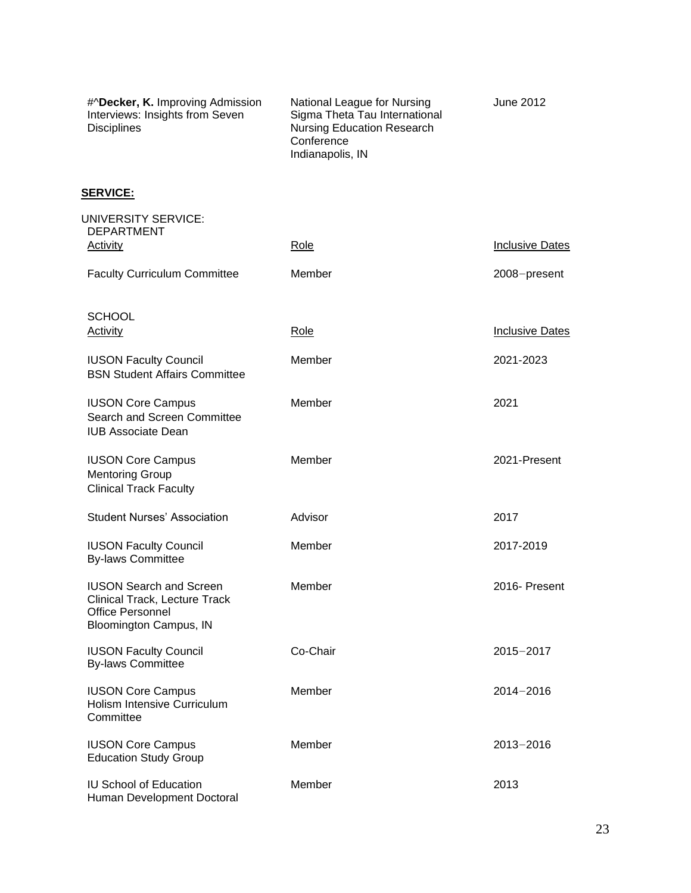| | | |
|---|---|---|
| #^**Decker, K.** Improving Admission Interviews: Insights from Seven Disciplines | National League for Nursing Sigma Theta Tau International Nursing Education Research Conference Indianapolis, IN | June 2012 |

**SERVICE:**

UNIVERSITY SERVICE:

DEPARTMENT

| Activity | Role | Inclusive Dates |
|---|---|---|
| Faculty Curriculum Committee | Member | 2008−present |

SCHOOL

| Activity | Role | Inclusive Dates |
|---|---|---|
| IUSON Faculty Council BSN Student Affairs Committee | Member | 2021-2023 |
| IUSON Core Campus Search and Screen Committee IUB Associate Dean | Member | 2021 |
| IUSON Core Campus Mentoring Group Clinical Track Faculty | Member | 2021-Present |
| Student Nurses' Association | Advisor | 2017 |
| IUSON Faculty Council By-laws Committee | Member | 2017-2019 |
| IUSON Search and Screen Clinical Track, Lecture Track Office Personnel Bloomington Campus, IN | Member | 2016- Present |
| IUSON Faculty Council By-laws Committee | Co-Chair | 2015−2017 |
| IUSON Core Campus Holism Intensive Curriculum Committee | Member | 2014−2016 |
| IUSON Core Campus Education Study Group | Member | 2013−2016 |
| IU School of Education Human Development Doctoral | Member | 2013 |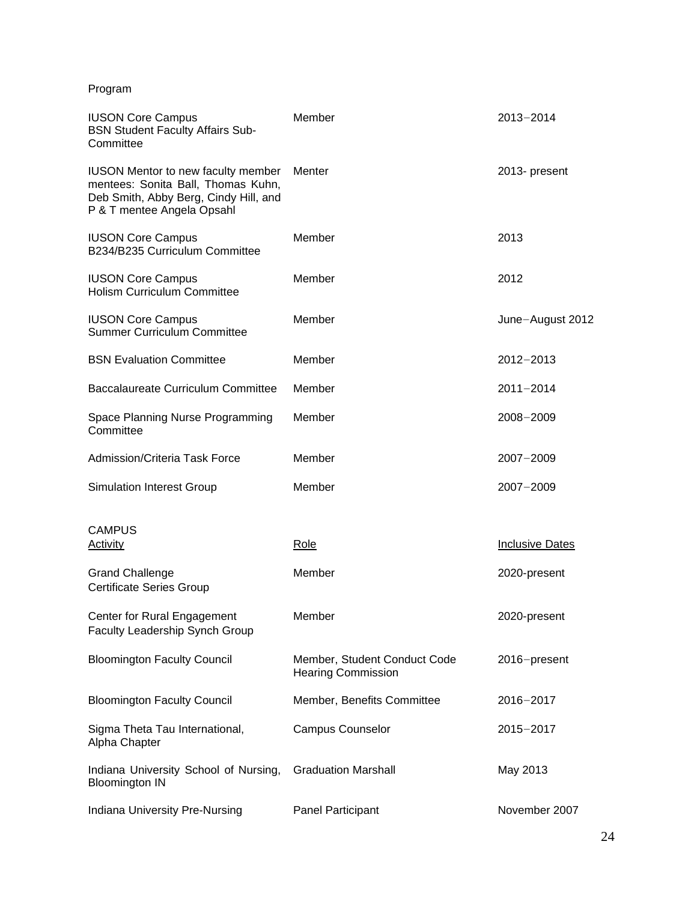Program

| | | |
|---|---|---|
| IUSON Core Campus BSN Student Faculty Affairs Sub-Committee | Member | 2013−2014 |
| IUSON Mentor to new faculty member mentees: Sonita Ball, Thomas Kuhn, Deb Smith, Abby Berg, Cindy Hill, and P & T mentee Angela Opsahl | Menter | 2013- present |
| IUSON Core Campus B234/B235 Curriculum Committee | Member | 2013 |
| IUSON Core Campus Holism Curriculum Committee | Member | 2012 |
| IUSON Core Campus Summer Curriculum Committee | Member | June−August 2012 |
| BSN Evaluation Committee | Member | 2012−2013 |
| Baccalaureate Curriculum Committee | Member | 2011−2014 |
| Space Planning Nurse Programming Committee | Member | 2008−2009 |
| Admission/Criteria Task Force | Member | 2007−2009 |
| Simulation Interest Group | Member | 2007−2009 |

CAMPUS

| Activity | Role | Inclusive Dates |
|---|---|---|
| Grand Challenge Certificate Series Group | Member | 2020-present |
| Center for Rural Engagement Faculty Leadership Synch Group | Member | 2020-present |
| Bloomington Faculty Council | Member, Student Conduct Code Hearing Commission | 2016−present |
| Bloomington Faculty Council | Member, Benefits Committee | 2016−2017 |
| Sigma Theta Tau International, Alpha Chapter | Campus Counselor | 2015−2017 |
| Indiana University School of Nursing, Bloomington IN | Graduation Marshall | May 2013 |
| Indiana University Pre-Nursing | Panel Participant | November 2007 |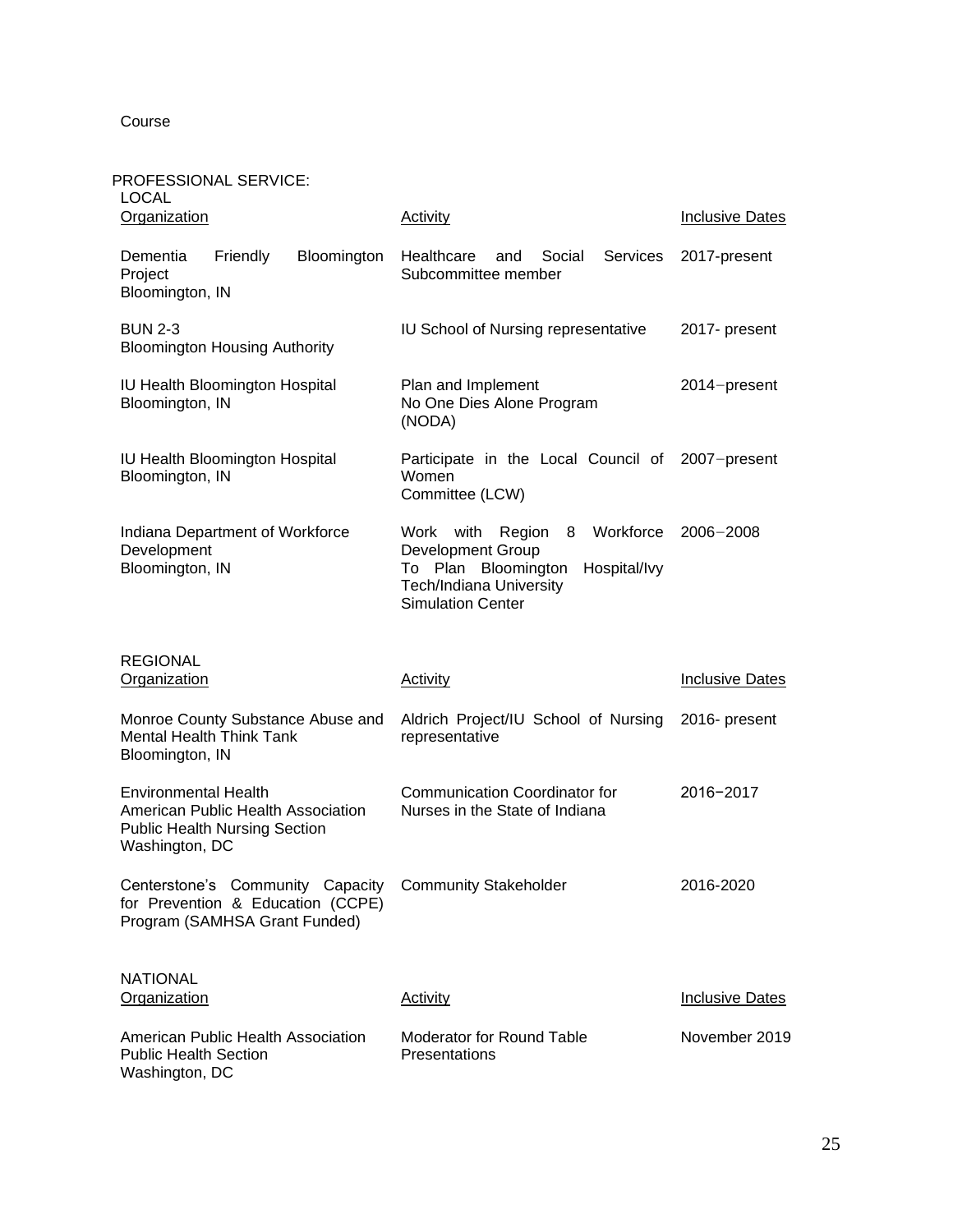Course

PROFESSIONAL SERVICE:

LOCAL

| Organization | Activity | Inclusive Dates |
|---|---|---|
| Dementia Friendly Bloomington Project<br>Bloomington, IN | Healthcare and Social Services Subcommittee member | 2017-present |
| BUN 2-3<br>Bloomington Housing Authority | IU School of Nursing representative | 2017- present |
| IU Health Bloomington Hospital<br>Bloomington, IN | Plan and Implement<br>No One Dies Alone Program (NODA) | 2014−present |
| IU Health Bloomington Hospital<br>Bloomington, IN | Participate in the Local Council of Women<br>Committee (LCW) | 2007−present |
| Indiana Department of Workforce Development<br>Bloomington, IN | Work with Region 8 Workforce Development Group<br>To Plan Bloomington Hospital/Ivy Tech/Indiana University Simulation Center | 2006−2008 |

REGIONAL

| Organization | Activity | Inclusive Dates |
|---|---|---|
| Monroe County Substance Abuse and Mental Health Think Tank<br>Bloomington, IN | Aldrich Project/IU School of Nursing representative | 2016- present |
| Environmental Health<br>American Public Health Association<br>Public Health Nursing Section<br>Washington, DC | Communication Coordinator for Nurses in the State of Indiana | 2016−2017 |
| Centerstone's Community Capacity for Prevention & Education (CCPE) Program (SAMHSA Grant Funded) | Community Stakeholder | 2016-2020 |

NATIONAL

| Organization | Activity | Inclusive Dates |
|---|---|---|
| American Public Health Association<br>Public Health Section<br>Washington, DC | Moderator for Round Table Presentations | November 2019 |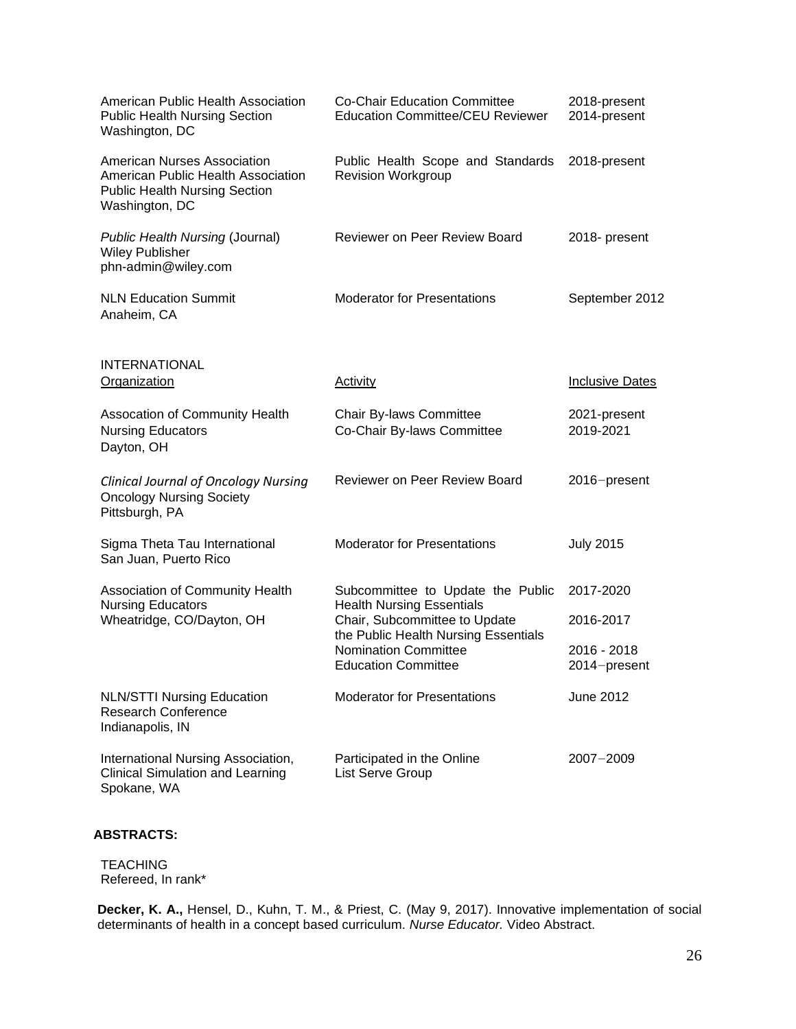| | | |
|---|---|---|
| American Public Health Association<br>Public Health Nursing Section<br>Washington, DC | Co-Chair Education Committee<br>Education Committee/CEU Reviewer | 2018-present<br>2014-present |
| American Nurses Association<br>American Public Health Association<br>Public Health Nursing Section<br>Washington, DC | Public Health Scope and Standards Revision Workgroup | 2018-present |
| *Public Health Nursing* (Journal)<br>Wiley Publisher<br>phn-admin@wiley.com | Reviewer on Peer Review Board | 2018- present |
| NLN Education Summit<br>Anaheim, CA | Moderator for Presentations | September 2012 |

INTERNATIONAL

| <u>Organization</u> | <u>Activity</u> | <u>Inclusive Dates</u> |
|---|---|---|
| Assocation of Community Health Nursing Educators<br>Dayton, OH | Chair By-laws Committee<br>Co-Chair By-laws Committee | 2021-present<br>2019-2021 |
| *Clinical Journal of Oncology Nursing*<br>Oncology Nursing Society<br>Pittsburgh, PA | Reviewer on Peer Review Board | 2016−present |
| Sigma Theta Tau International<br>San Juan, Puerto Rico | Moderator for Presentations | July 2015 |
| Association of Community Health Nursing Educators<br>Wheatridge, CO/Dayton, OH | Subcommittee to Update the Public Health Nursing Essentials<br>Chair, Subcommittee to Update the Public Health Nursing Essentials<br>Nomination Committee<br>Education Committee | 2017-2020<br>2016-2017<br>2016 - 2018<br>2014−present |
| NLN/STTI Nursing Education Research Conference<br>Indianapolis, IN | Moderator for Presentations | June 2012 |
| International Nursing Association, Clinical Simulation and Learning<br>Spokane, WA | Participated in the Online List Serve Group | 2007−2009 |

**ABSTRACTS:**

TEACHING
Refereed, In rank*

**Decker, K. A.,** Hensel, D., Kuhn, T. M., & Priest, C. (May 9, 2017). Innovative implementation of social determinants of health in a concept based curriculum. *Nurse Educator.* Video Abstract.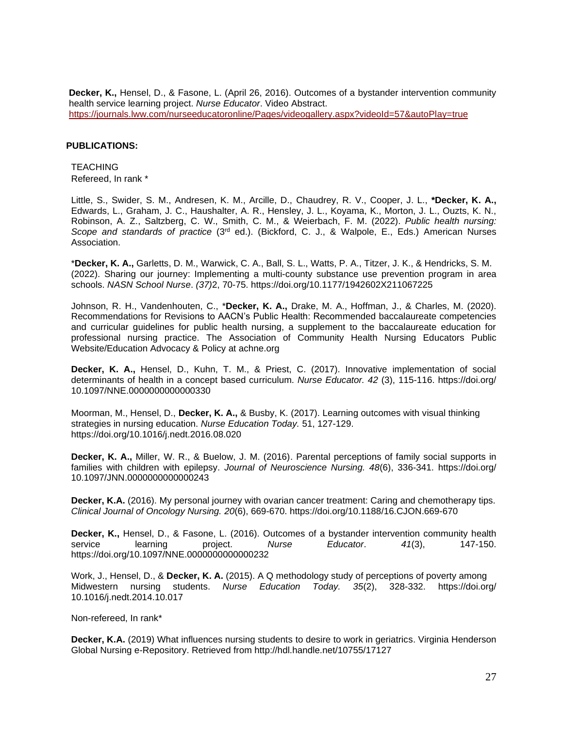**Decker, K.,** Hensel, D., & Fasone, L. (April 26, 2016). Outcomes of a bystander intervention community health service learning project. *Nurse Educator*. Video Abstract. https://journals.lww.com/nurseeducatoronline/Pages/videogallery.aspx?videoId=57&autoPlay=true

**PUBLICATIONS:**

TEACHING

Refereed, In rank *

Little, S., Swider, S. M., Andresen, K. M., Arcille, D., Chaudrey, R. V., Cooper, J. L., ***Decker, K. A.,** Edwards, L., Graham, J. C., Haushalter, A. R., Hensley, J. L., Koyama, K., Morton, J. L., Ouzts, K. N., Robinson, A. Z., Saltzberg, C. W., Smith, C. M., & Weierbach, F. M. (2022). *Public health nursing: Scope and standards of practice* (3rd ed.). (Bickford, C. J., & Walpole, E., Eds.) American Nurses Association.

***Decker, K. A.,** Garletts, D. M., Warwick, C. A., Ball, S. L., Watts, P. A., Titzer, J. K., & Hendricks, S. M. (2022). Sharing our journey: Implementing a multi-county substance use prevention program in area schools. *NASN School Nurse*. *(37)*2, 70-75. https://doi.org/10.1177/1942602X211067225

Johnson, R. H., Vandenhouten, C., ***Decker, K. A.,** Drake, M. A., Hoffman, J., & Charles, M. (2020). Recommendations for Revisions to AACN's Public Health: Recommended baccalaureate competencies and curricular guidelines for public health nursing, a supplement to the baccalaureate education for professional nursing practice. The Association of Community Health Nursing Educators Public Website/Education Advocacy & Policy at achne.org

**Decker, K. A.,** Hensel, D., Kuhn, T. M., & Priest, C. (2017). Innovative implementation of social determinants of health in a concept based curriculum. *Nurse Educator. 42* (3), 115-116. https://doi.org/ 10.1097/NNE.0000000000000330

Moorman, M., Hensel, D., **Decker, K. A.,** & Busby, K. (2017). Learning outcomes with visual thinking strategies in nursing education. *Nurse Education Today.* 51, 127-129. https://doi.org/10.1016/j.nedt.2016.08.020

**Decker, K. A.,** Miller, W. R., & Buelow, J. M. (2016). Parental perceptions of family social supports in families with children with epilepsy. *Journal of Neuroscience Nursing. 48*(6), 336-341. https://doi.org/ 10.1097/JNN.0000000000000243

**Decker, K.A.** (2016). My personal journey with ovarian cancer treatment: Caring and chemotherapy tips. *Clinical Journal of Oncology Nursing. 20*(6), 669-670. https://doi.org/10.1188/16.CJON.669-670

**Decker, K.,** Hensel, D., & Fasone, L. (2016). Outcomes of a bystander intervention community health service learning project. *Nurse Educator*. *41*(3), 147-150. https://doi.org/10.1097/NNE.0000000000000232

Work, J., Hensel, D., & **Decker, K. A.** (2015). A Q methodology study of perceptions of poverty among Midwestern nursing students. *Nurse Education Today. 35*(2), 328-332. https://doi.org/ 10.1016/j.nedt.2014.10.017

Non-refereed, In rank*

**Decker, K.A.** (2019) What influences nursing students to desire to work in geriatrics. Virginia Henderson Global Nursing e-Repository. Retrieved from http://hdl.handle.net/10755/17127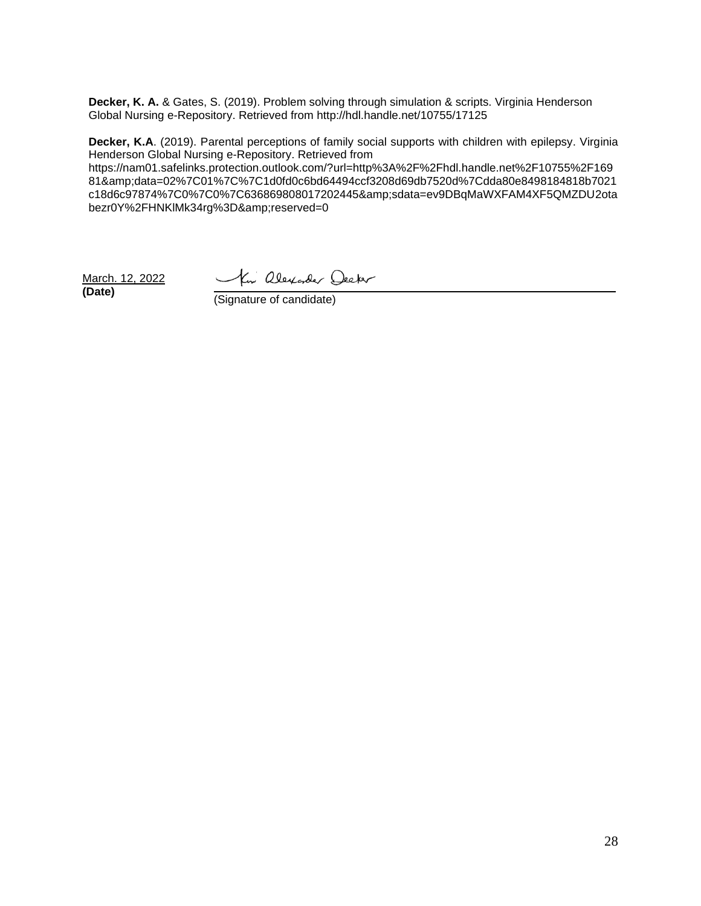**Decker, K. A.** & Gates, S. (2019). Problem solving through simulation & scripts. Virginia Henderson Global Nursing e-Repository. Retrieved from http://hdl.handle.net/10755/17125

**Decker, K.A**. (2019). Parental perceptions of family social supports with children with epilepsy. Virginia Henderson Global Nursing e-Repository. Retrieved from https://nam01.safelinks.protection.outlook.com/?url=http%3A%2F%2Fhdl.handle.net%2F10755%2F16981&amp;data=02%7C01%7C%7C1d0fd0c6bd64494ccf3208d69db7520d%7Cdda80e8498184818b7021c18d6c97874%7C0%7C0%7C636869808017202445&amp;sdata=ev9DBqMaWXFAM4XF5QMZDU2otabezr0Y%2FHNKlMk34rg%3D&amp;reserved=0

March. 12, 2022
**(Date)**

Kim Alexander Decker
(Signature of candidate)